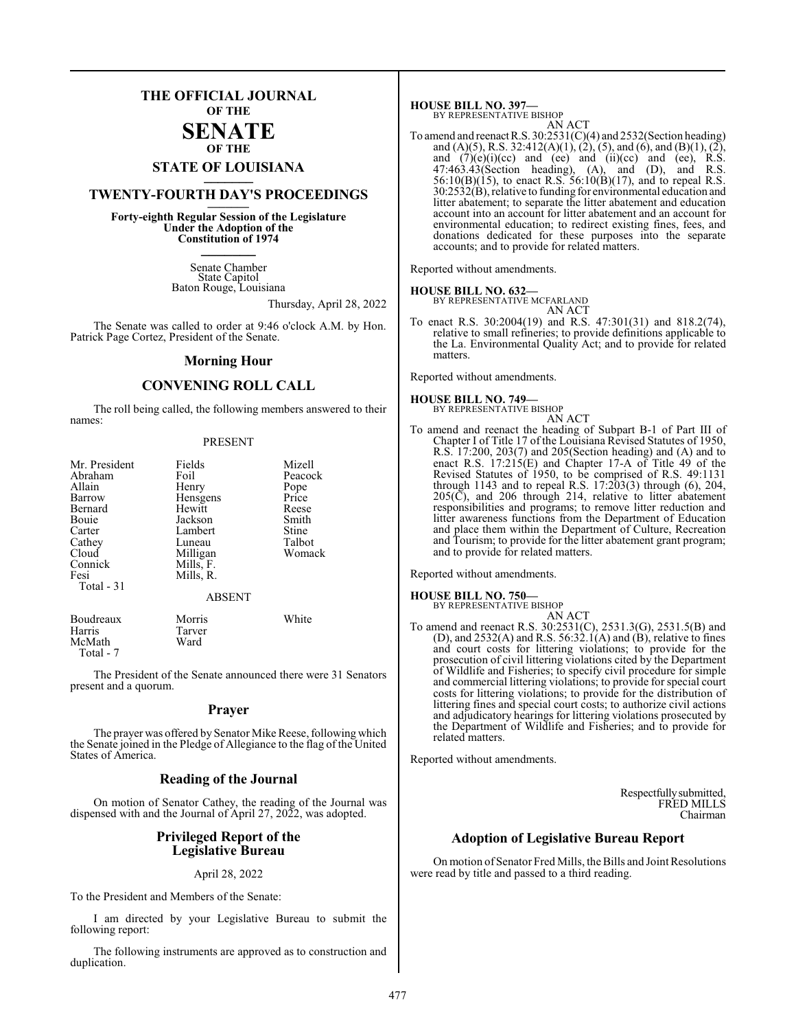# THE OFFICIAL JOURNAL OF THE SENATE OF THE STATE OF LOUISIANA

## TWENTY-FOURTH DAY'S PROCEEDINGS

**Forty-eighth Regular Session of the Legislature Under the Adoption of the Constitution of 1974**

Senate Chamber
State Capitol
Baton Rouge, Louisiana

Thursday, April 28, 2022

The Senate was called to order at 9:46 o'clock A.M. by Hon. Patrick Page Cortez, President of the Senate.

## Morning Hour

## CONVENING ROLL CALL

The roll being called, the following members answered to their names:

PRESENT

| | | |
|---|---|---|
| Mr. President | Fields | Mizell |
| Abraham | Foil | Peacock |
| Allain | Henry | Pope |
| Barrow | Hensgens | Price |
| Bernard | Hewitt | Reese |
| Bouie | Jackson | Smith |
| Carter | Lambert | Stine |
| Cathey | Luneau | Talbot |
| Cloud | Milligan | Womack |
| Connick | Mills, F. | |
| Fesi | Mills, R. | |
| Total - 31 | | |

ABSENT

| | | |
|---|---|---|
| Boudreaux | Morris | White |
| Harris | Tarver | |
| McMath | Ward | |
| Total - 7 | | |

The President of the Senate announced there were 31 Senators present and a quorum.

## Prayer

The prayer was offered by Senator Mike Reese, following which the Senate joined in the Pledge of Allegiance to the flag of the United States of America.

## Reading of the Journal

On motion of Senator Cathey, the reading of the Journal was dispensed with and the Journal of April 27, 2022, was adopted.

## Privileged Report of the Legislative Bureau

April 28, 2022

To the President and Members of the Senate:

I am directed by your Legislative Bureau to submit the following report:

The following instruments are approved as to construction and duplication.

**HOUSE BILL NO. 397—**
BY REPRESENTATIVE BISHOP
AN ACT

To amend and reenact R.S. 30:2531(C)(4) and 2532(Section heading) and (A)(5), R.S. 32:412(A)(1), (2), (5), and (6), and (B)(1), (2), and (7)(e)(i)(cc) and (ee) and (ii)(cc) and (ee), R.S. 47:463.43(Section heading), (A), and (D), and R.S. 56:10(B)(15), to enact R.S. 56:10(B)(17), and to repeal R.S. 30:2532(B), relative to funding for environmental education and litter abatement; to separate the litter abatement and education account into an account for litter abatement and an account for environmental education; to redirect existing fines, fees, and donations dedicated for these purposes into the separate accounts; and to provide for related matters.

Reported without amendments.

**HOUSE BILL NO. 632—**
BY REPRESENTATIVE MCFARLAND
AN ACT

To enact R.S. 30:2004(19) and R.S. 47:301(31) and 818.2(74), relative to small refineries; to provide definitions applicable to the La. Environmental Quality Act; and to provide for related matters.

Reported without amendments.

**HOUSE BILL NO. 749—**
BY REPRESENTATIVE BISHOP
AN ACT

To amend and reenact the heading of Subpart B-1 of Part III of Chapter I of Title 17 of the Louisiana Revised Statutes of 1950, R.S. 17:200, 203(7) and 205(Section heading) and (A) and to enact R.S. 17:215(E) and Chapter 17-A of Title 49 of the Revised Statutes of 1950, to be comprised of R.S. 49:1131 through 1143 and to repeal R.S. 17:203(3) through (6), 204, 205(C), and 206 through 214, relative to litter abatement responsibilities and programs; to remove litter reduction and litter awareness functions from the Department of Education and place them within the Department of Culture, Recreation and Tourism; to provide for the litter abatement grant program; and to provide for related matters.

Reported without amendments.

**HOUSE BILL NO. 750—**
BY REPRESENTATIVE BISHOP
AN ACT

To amend and reenact R.S. 30:2531(C), 2531.3(G), 2531.5(B) and (D), and 2532(A) and R.S. 56:32.1(A) and (B), relative to fines and court costs for littering violations; to provide for the prosecution of civil littering violations cited by the Department of Wildlife and Fisheries; to specify civil procedure for simple and commercial littering violations; to provide for special court costs for littering violations; to provide for the distribution of littering fines and special court costs; to authorize civil actions and adjudicatory hearings for littering violations prosecuted by the Department of Wildlife and Fisheries; and to provide for related matters.

Reported without amendments.

Respectfully submitted,
FRED MILLS
Chairman

## Adoption of Legislative Bureau Report

On motion of Senator Fred Mills, the Bills and Joint Resolutions were read by title and passed to a third reading.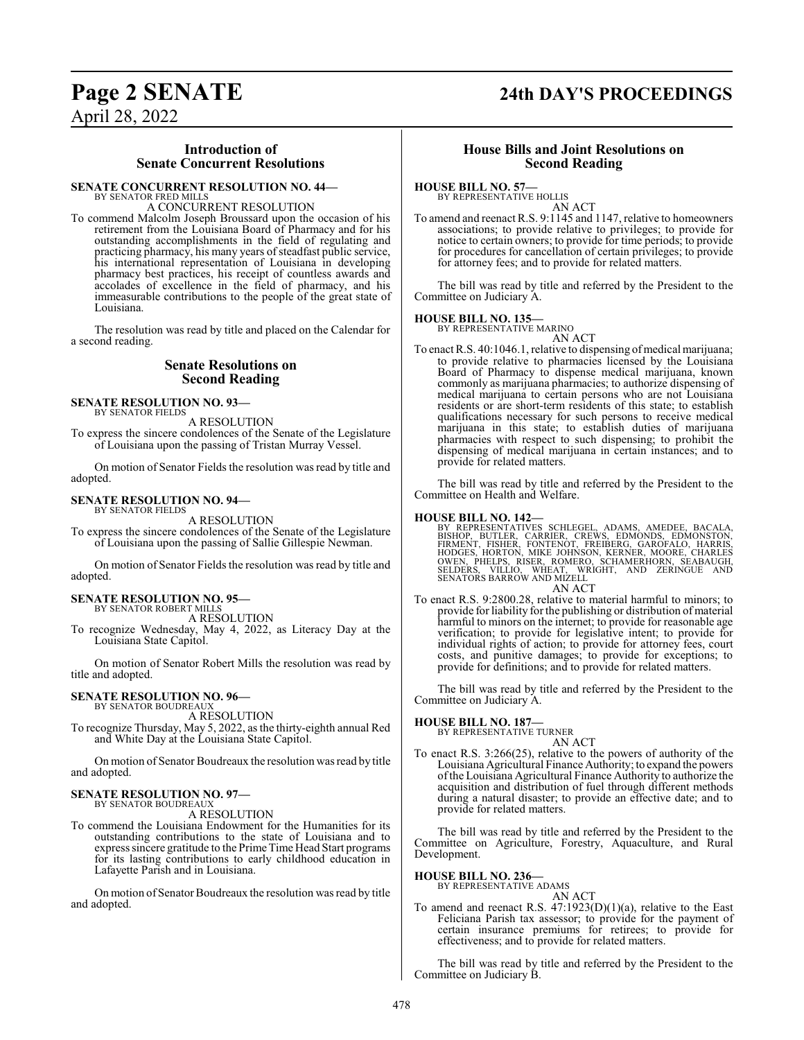## Introduction of Senate Concurrent Resolutions

**SENATE CONCURRENT RESOLUTION NO. 44—**
BY SENATOR FRED MILLS

A CONCURRENT RESOLUTION

To commend Malcolm Joseph Broussard upon the occasion of his retirement from the Louisiana Board of Pharmacy and for his outstanding accomplishments in the field of regulating and practicing pharmacy, his many years of steadfast public service, his international representation of Louisiana in developing pharmacy best practices, his receipt of countless awards and accolades of excellence in the field of pharmacy, and his immeasurable contributions to the people of the great state of Louisiana.

The resolution was read by title and placed on the Calendar for a second reading.

## Senate Resolutions on Second Reading

**SENATE RESOLUTION NO. 93—**
BY SENATOR FIELDS

A RESOLUTION

To express the sincere condolences of the Senate of the Legislature of Louisiana upon the passing of Tristan Murray Vessel.

On motion of Senator Fields the resolution was read by title and adopted.

**SENATE RESOLUTION NO. 94—**
BY SENATOR FIELDS

A RESOLUTION

To express the sincere condolences of the Senate of the Legislature of Louisiana upon the passing of Sallie Gillespie Newman.

On motion of Senator Fields the resolution was read by title and adopted.

**SENATE RESOLUTION NO. 95—**
BY SENATOR ROBERT MILLS

A RESOLUTION

To recognize Wednesday, May 4, 2022, as Literacy Day at the Louisiana State Capitol.

On motion of Senator Robert Mills the resolution was read by title and adopted.

**SENATE RESOLUTION NO. 96—**
BY SENATOR BOUDREAUX

A RESOLUTION

To recognize Thursday, May 5, 2022, as the thirty-eighth annual Red and White Day at the Louisiana State Capitol.

On motion of Senator Boudreaux the resolution was read by title and adopted.

**SENATE RESOLUTION NO. 97—**
BY SENATOR BOUDREAUX

A RESOLUTION

To commend the Louisiana Endowment for the Humanities for its outstanding contributions to the state of Louisiana and to express sincere gratitude to the Prime Time Head Start programs for its lasting contributions to early childhood education in Lafayette Parish and in Louisiana.

On motion of Senator Boudreaux the resolution was read by title and adopted.

## House Bills and Joint Resolutions on Second Reading

**HOUSE BILL NO. 57—**
BY REPRESENTATIVE HOLLIS

AN ACT

To amend and reenact R.S. 9:1145 and 1147, relative to homeowners associations; to provide relative to privileges; to provide for notice to certain owners; to provide for time periods; to provide for procedures for cancellation of certain privileges; to provide for attorney fees; and to provide for related matters.

The bill was read by title and referred by the President to the Committee on Judiciary A.

**HOUSE BILL NO. 135—**
BY REPRESENTATIVE MARINO

AN ACT

To enact R.S. 40:1046.1, relative to dispensing of medical marijuana; to provide relative to pharmacies licensed by the Louisiana Board of Pharmacy to dispense medical marijuana, known commonly as marijuana pharmacies; to authorize dispensing of medical marijuana to certain persons who are not Louisiana residents or are short-term residents of this state; to establish qualifications necessary for such persons to receive medical marijuana in this state; to establish duties of marijuana pharmacies with respect to such dispensing; to prohibit the dispensing of medical marijuana in certain instances; and to provide for related matters.

The bill was read by title and referred by the President to the Committee on Health and Welfare.

**HOUSE BILL NO. 142—**
BY REPRESENTATIVES SCHLEGEL, ADAMS, AMEDEE, BACALA, BISHOP, BUTLER, CARRIER, CREWS, EDMONDS, EDMONSTON, FIRMENT, FISHER, FONTENOT, FREIBERG, GAROFALO, HARRIS, HODGES, HORTON, MIKE JOHNSON, KERNER, MOORE, CHARLES OWEN, PHELPS, RISER, ROMERO, SCHAMERHORN, SEABAUGH, SELDERS, VILLIO, WHEAT, WRIGHT, AND ZERINGUE AND SENATORS BARROW AND MIZELL

AN ACT

To enact R.S. 9:2800.28, relative to material harmful to minors; to provide for liability for the publishing or distribution of material harmful to minors on the internet; to provide for reasonable age verification; to provide for legislative intent; to provide for individual rights of action; to provide for attorney fees, court costs, and punitive damages; to provide for exceptions; to provide for definitions; and to provide for related matters.

The bill was read by title and referred by the President to the Committee on Judiciary A.

**HOUSE BILL NO. 187—**
BY REPRESENTATIVE TURNER

AN ACT

To enact R.S. 3:266(25), relative to the powers of authority of the Louisiana Agricultural Finance Authority; to expand the powers of the Louisiana Agricultural Finance Authority to authorize the acquisition and distribution of fuel through different methods during a natural disaster; to provide an effective date; and to provide for related matters.

The bill was read by title and referred by the President to the Committee on Agriculture, Forestry, Aquaculture, and Rural Development.

**HOUSE BILL NO. 236—**
BY REPRESENTATIVE ADAMS

AN ACT

To amend and reenact R.S. 47:1923(D)(1)(a), relative to the East Feliciana Parish tax assessor; to provide for the payment of certain insurance premiums for retirees; to provide for effectiveness; and to provide for related matters.

The bill was read by title and referred by the President to the Committee on Judiciary B.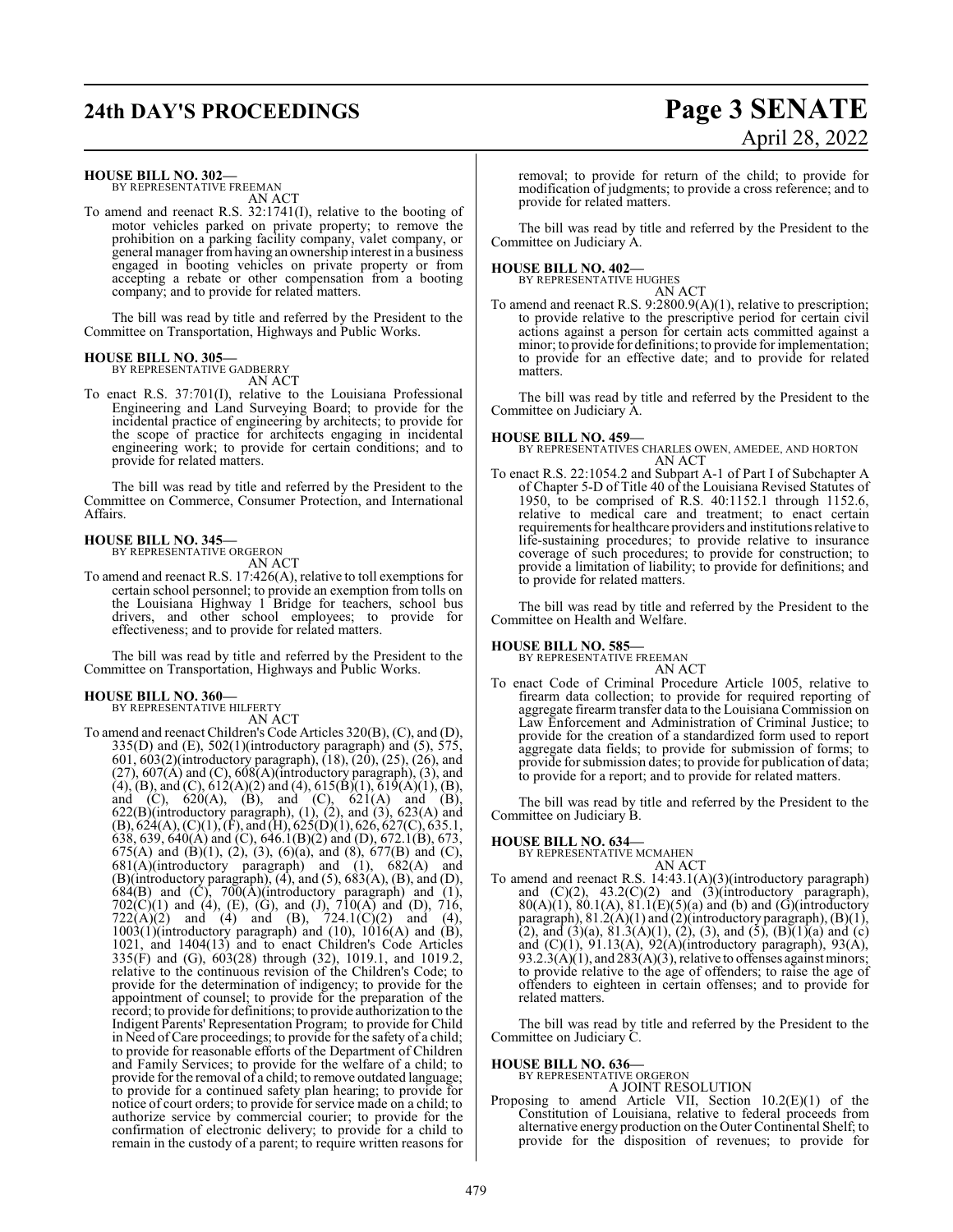**HOUSE BILL NO. 302—**
BY REPRESENTATIVE FREEMAN

AN ACT

To amend and reenact R.S. 32:1741(I), relative to the booting of motor vehicles parked on private property; to remove the prohibition on a parking facility company, valet company, or general manager from having an ownership interest in a business engaged in booting vehicles on private property or from accepting a rebate or other compensation from a booting company; and to provide for related matters.

The bill was read by title and referred by the President to the Committee on Transportation, Highways and Public Works.

**HOUSE BILL NO. 305—**
BY REPRESENTATIVE GADBERRY

AN ACT

To enact R.S. 37:701(I), relative to the Louisiana Professional Engineering and Land Surveying Board; to provide for the incidental practice of engineering by architects; to provide for the scope of practice for architects engaging in incidental engineering work; to provide for certain conditions; and to provide for related matters.

The bill was read by title and referred by the President to the Committee on Commerce, Consumer Protection, and International Affairs.

**HOUSE BILL NO. 345—**
BY REPRESENTATIVE ORGERON

AN ACT

To amend and reenact R.S. 17:426(A), relative to toll exemptions for certain school personnel; to provide an exemption from tolls on the Louisiana Highway 1 Bridge for teachers, school bus drivers, and other school employees; to provide for effectiveness; and to provide for related matters.

The bill was read by title and referred by the President to the Committee on Transportation, Highways and Public Works.

**HOUSE BILL NO. 360—**
BY REPRESENTATIVE HILFERTY

AN ACT

To amend and reenact Children's Code Articles 320(B), (C), and (D), 335(D) and (E), 502(1)(introductory paragraph) and (5), 575, 601, 603(2)(introductory paragraph), (18), (20), (25), (26), and (27), 607(A) and (C), 608(A)(introductory paragraph), (3), and (4), (B), and (C), 612(A)(2) and (4), 615(B)(1), 619(A)(1), (B), and (C), 620(A), (B), and (C), 621(A) and (B), 622(B)(introductory paragraph), (1), (2), and (3), 623(A) and (B), 624(A), (C)(1), (F), and (H), 625(D)(1), 626, 627(C), 635.1, 638, 639, 640(A) and (C), 646.1(B)(2) and (D), 672.1(B), 673, 675(A) and (B)(1), (2), (3), (6)(a), and (8), 677(B) and (C), 681(A)(introductory paragraph) and (1), 682(A) and (B)(introductory paragraph), (4), and (5), 683(A), (B), and (D), 684(B) and (C), 700(A)(introductory paragraph) and (1), 702(C)(1) and (4), (E), (G), and (J), 710(A) and (D), 716, 722(A)(2) and (4) and (B), 724.1(C)(2) and (4), 1003(1)(introductory paragraph) and (10), 1016(A) and (B), 1021, and 1404(13) and to enact Children's Code Articles 335(F) and (G), 603(28) through (32), 1019.1, and 1019.2, relative to the continuous revision of the Children's Code; to provide for the determination of indigency; to provide for the appointment of counsel; to provide for the preparation of the record; to provide for definitions; to provide authorization to the Indigent Parents' Representation Program; to provide for Child in Need of Care proceedings; to provide for the safety of a child; to provide for reasonable efforts of the Department of Children and Family Services; to provide for the welfare of a child; to provide for the removal of a child; to remove outdated language; to provide for a continued safety plan hearing; to provide for notice of court orders; to provide for service made on a child; to authorize service by commercial courier; to provide for the confirmation of electronic delivery; to provide for a child to remain in the custody of a parent; to require written reasons for removal; to provide for return of the child; to provide for modification of judgments; to provide a cross reference; and to provide for related matters.

The bill was read by title and referred by the President to the Committee on Judiciary A.

**HOUSE BILL NO. 402—**
BY REPRESENTATIVE HUGHES

AN ACT

To amend and reenact R.S. 9:2800.9(A)(1), relative to prescription; to provide relative to the prescriptive period for certain civil actions against a person for certain acts committed against a minor; to provide for definitions; to provide for implementation; to provide for an effective date; and to provide for related matters.

The bill was read by title and referred by the President to the Committee on Judiciary A.

**HOUSE BILL NO. 459—**
BY REPRESENTATIVES CHARLES OWEN, AMEDEE, AND HORTON

AN ACT

To enact R.S. 22:1054.2 and Subpart A-1 of Part I of Subchapter A of Chapter 5-D of Title 40 of the Louisiana Revised Statutes of 1950, to be comprised of R.S. 40:1152.1 through 1152.6, relative to medical care and treatment; to enact certain requirements for healthcare providers and institutions relative to life-sustaining procedures; to provide relative to insurance coverage of such procedures; to provide for construction; to provide a limitation of liability; to provide for definitions; and to provide for related matters.

The bill was read by title and referred by the President to the Committee on Health and Welfare.

**HOUSE BILL NO. 585—**
BY REPRESENTATIVE FREEMAN

AN ACT

To enact Code of Criminal Procedure Article 1005, relative to firearm data collection; to provide for required reporting of aggregate firearm transfer data to the Louisiana Commission on Law Enforcement and Administration of Criminal Justice; to provide for the creation of a standardized form used to report aggregate data fields; to provide for submission of forms; to provide for submission dates; to provide for publication of data; to provide for a report; and to provide for related matters.

The bill was read by title and referred by the President to the Committee on Judiciary B.

**HOUSE BILL NO. 634—**
BY REPRESENTATIVE MCMAHEN

AN ACT

To amend and reenact R.S. 14:43.1(A)(3)(introductory paragraph) and (C)(2), 43.2(C)(2) and (3)(introductory paragraph), 80(A)(1), 80.1(A), 81.1(E)(5)(a) and (b) and (G)(introductory paragraph), 81.2(A)(1) and (2)(introductory paragraph), (B)(1), (2), and (3)(a), 81.3(A)(1), (2), (3), and (5), (B)(1)(a) and (c) and (C)(1), 91.13(A), 92(A)(introductory paragraph), 93(A), 93.2.3(A)(1), and 283(A)(3), relative to offenses against minors; to provide relative to the age of offenders; to raise the age of offenders to eighteen in certain offenses; and to provide for related matters.

The bill was read by title and referred by the President to the Committee on Judiciary C.

**HOUSE BILL NO. 636—**
BY REPRESENTATIVE ORGERON

A JOINT RESOLUTION

Proposing to amend Article VII, Section 10.2(E)(1) of the Constitution of Louisiana, relative to federal proceeds from alternative energy production on the Outer Continental Shelf; to provide for the disposition of revenues; to provide for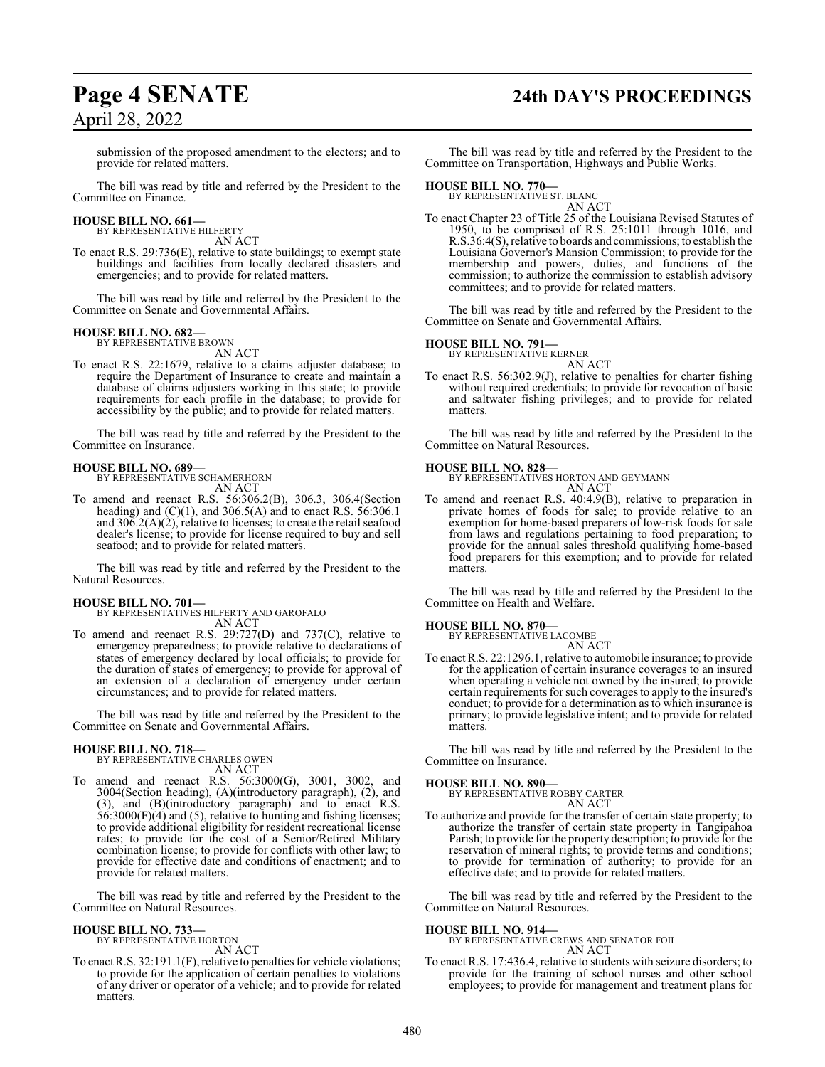submission of the proposed amendment to the electors; and to provide for related matters.

The bill was read by title and referred by the President to the Committee on Finance.

**HOUSE BILL NO. 661—**
BY REPRESENTATIVE HILFERTY
AN ACT

To enact R.S. 29:736(E), relative to state buildings; to exempt state buildings and facilities from locally declared disasters and emergencies; and to provide for related matters.

The bill was read by title and referred by the President to the Committee on Senate and Governmental Affairs.

**HOUSE BILL NO. 682—**
BY REPRESENTATIVE BROWN
AN ACT

To enact R.S. 22:1679, relative to a claims adjuster database; to require the Department of Insurance to create and maintain a database of claims adjusters working in this state; to provide requirements for each profile in the database; to provide for accessibility by the public; and to provide for related matters.

The bill was read by title and referred by the President to the Committee on Insurance.

**HOUSE BILL NO. 689—**
BY REPRESENTATIVE SCHAMERHORN
AN ACT

To amend and reenact R.S. 56:306.2(B), 306.3, 306.4(Section heading) and (C)(1), and 306.5(A) and to enact R.S. 56:306.1 and 306.2(A)(2), relative to licenses; to create the retail seafood dealer's license; to provide for license required to buy and sell seafood; and to provide for related matters.

The bill was read by title and referred by the President to the Natural Resources.

**HOUSE BILL NO. 701—**
BY REPRESENTATIVES HILFERTY AND GAROFALO
AN ACT

To amend and reenact R.S. 29:727(D) and 737(C), relative to emergency preparedness; to provide relative to declarations of states of emergency declared by local officials; to provide for the duration of states of emergency; to provide for approval of an extension of a declaration of emergency under certain circumstances; and to provide for related matters.

The bill was read by title and referred by the President to the Committee on Senate and Governmental Affairs.

**HOUSE BILL NO. 718—**
BY REPRESENTATIVE CHARLES OWEN
AN ACT

To amend and reenact R.S. 56:3000(G), 3001, 3002, and 3004(Section heading), (A)(introductory paragraph), (2), and (3), and (B)(introductory paragraph) and to enact R.S. 56:3000(F)(4) and (5), relative to hunting and fishing licenses; to provide additional eligibility for resident recreational license rates; to provide for the cost of a Senior/Retired Military combination license; to provide for conflicts with other law; to provide for effective date and conditions of enactment; and to provide for related matters.

The bill was read by title and referred by the President to the Committee on Natural Resources.

**HOUSE BILL NO. 733—**
BY REPRESENTATIVE HORTON
AN ACT

To enact R.S. 32:191.1(F), relative to penalties for vehicle violations; to provide for the application of certain penalties to violations of any driver or operator of a vehicle; and to provide for related matters.

The bill was read by title and referred by the President to the Committee on Transportation, Highways and Public Works.

**HOUSE BILL NO. 770—**
BY REPRESENTATIVE ST. BLANC
AN ACT

To enact Chapter 23 of Title 25 of the Louisiana Revised Statutes of 1950, to be comprised of R.S. 25:1011 through 1016, and R.S.36:4(S), relative to boards and commissions; to establish the Louisiana Governor's Mansion Commission; to provide for the membership and powers, duties, and functions of the commission; to authorize the commission to establish advisory committees; and to provide for related matters.

The bill was read by title and referred by the President to the Committee on Senate and Governmental Affairs.

**HOUSE BILL NO. 791—**
BY REPRESENTATIVE KERNER
AN ACT

To enact R.S. 56:302.9(J), relative to penalties for charter fishing without required credentials; to provide for revocation of basic and saltwater fishing privileges; and to provide for related matters.

The bill was read by title and referred by the President to the Committee on Natural Resources.

**HOUSE BILL NO. 828—**
BY REPRESENTATIVES HORTON AND GEYMANN
AN ACT

To amend and reenact R.S. 40:4.9(B), relative to preparation in private homes of foods for sale; to provide relative to an exemption for home-based preparers of low-risk foods for sale from laws and regulations pertaining to food preparation; to provide for the annual sales threshold qualifying home-based food preparers for this exemption; and to provide for related matters.

The bill was read by title and referred by the President to the Committee on Health and Welfare.

**HOUSE BILL NO. 870—**
BY REPRESENTATIVE LACOMBE
AN ACT

To enact R.S. 22:1296.1, relative to automobile insurance; to provide for the application of certain insurance coverages to an insured when operating a vehicle not owned by the insured; to provide certain requirements for such coverages to apply to the insured's conduct; to provide for a determination as to which insurance is primary; to provide legislative intent; and to provide for related matters.

The bill was read by title and referred by the President to the Committee on Insurance.

**HOUSE BILL NO. 890—**
BY REPRESENTATIVE ROBBY CARTER
AN ACT

To authorize and provide for the transfer of certain state property; to authorize the transfer of certain state property in Tangipahoa Parish; to provide for the property description; to provide for the reservation of mineral rights; to provide terms and conditions; to provide for termination of authority; to provide for an effective date; and to provide for related matters.

The bill was read by title and referred by the President to the Committee on Natural Resources.

**HOUSE BILL NO. 914—**
BY REPRESENTATIVE CREWS AND SENATOR FOIL
AN ACT

To enact R.S. 17:436.4, relative to students with seizure disorders; to provide for the training of school nurses and other school employees; to provide for management and treatment plans for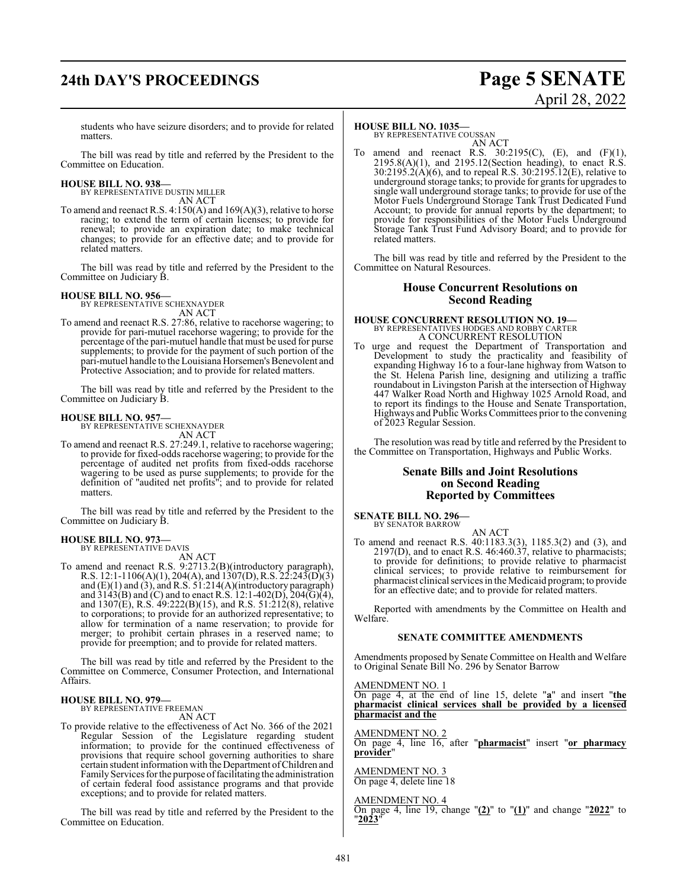students who have seizure disorders; and to provide for related matters.

The bill was read by title and referred by the President to the Committee on Education.

**HOUSE BILL NO. 938—**
BY REPRESENTATIVE DUSTIN MILLER
AN ACT

To amend and reenact R.S. 4:150(A) and 169(A)(3), relative to horse racing; to extend the term of certain licenses; to provide for renewal; to provide an expiration date; to make technical changes; to provide for an effective date; and to provide for related matters.

The bill was read by title and referred by the President to the Committee on Judiciary B.

**HOUSE BILL NO. 956—**
BY REPRESENTATIVE SCHEXNAYDER
AN ACT

To amend and reenact R.S. 27:86, relative to racehorse wagering; to provide for pari-mutuel racehorse wagering; to provide for the percentage of the pari-mutuel handle that must be used for purse supplements; to provide for the payment of such portion of the pari-mutuel handle to the Louisiana Horsemen's Benevolent and Protective Association; and to provide for related matters.

The bill was read by title and referred by the President to the Committee on Judiciary B.

**HOUSE BILL NO. 957—**
BY REPRESENTATIVE SCHEXNAYDER
AN ACT

To amend and reenact R.S. 27:249.1, relative to racehorse wagering; to provide for fixed-odds racehorse wagering; to provide for the percentage of audited net profits from fixed-odds racehorse wagering to be used as purse supplements; to provide for the definition of "audited net profits"; and to provide for related matters.

The bill was read by title and referred by the President to the Committee on Judiciary B.

**HOUSE BILL NO. 973—**
BY REPRESENTATIVE DAVIS
AN ACT

To amend and reenact R.S. 9:2713.2(B)(introductory paragraph), R.S. 12:1-1106(A)(1), 204(A), and 1307(D), R.S. 22:243(D)(3) and (E)(1) and (3), and R.S. 51:214(A)(introductory paragraph) and 3143(B) and (C) and to enact R.S. 12:1-402(D), 204(G)(4), and 1307(E), R.S. 49:222(B)(15), and R.S. 51:212(8), relative to corporations; to provide for an authorized representative; to allow for termination of a name reservation; to provide for merger; to prohibit certain phrases in a reserved name; to provide for preemption; and to provide for related matters.

The bill was read by title and referred by the President to the Committee on Commerce, Consumer Protection, and International Affairs.

**HOUSE BILL NO. 979—**
BY REPRESENTATIVE FREEMAN
AN ACT

To provide relative to the effectiveness of Act No. 366 of the 2021 Regular Session of the Legislature regarding student information; to provide for the continued effectiveness of provisions that require school governing authorities to share certain student information with the Department of Children and Family Services for the purpose of facilitating the administration of certain federal food assistance programs and that provide exceptions; and to provide for related matters.

The bill was read by title and referred by the President to the Committee on Education.

**HOUSE BILL NO. 1035—**
BY REPRESENTATIVE COUSSAN
AN ACT

To amend and reenact R.S. 30:2195(C), (E), and (F)(1), 2195.8(A)(1), and 2195.12(Section heading), to enact R.S. 30:2195.2(A)(6), and to repeal R.S. 30:2195.12(E), relative to underground storage tanks; to provide for grants for upgrades to single wall underground storage tanks; to provide for use of the Motor Fuels Underground Storage Tank Trust Dedicated Fund Account; to provide for annual reports by the department; to provide for responsibilities of the Motor Fuels Underground Storage Tank Trust Fund Advisory Board; and to provide for related matters.

The bill was read by title and referred by the President to the Committee on Natural Resources.

## House Concurrent Resolutions on Second Reading

**HOUSE CONCURRENT RESOLUTION NO. 19—**
BY REPRESENTATIVES HODGES AND ROBBY CARTER
A CONCURRENT RESOLUTION

To urge and request the Department of Transportation and Development to study the practicality and feasibility of expanding Highway 16 to a four-lane highway from Watson to the St. Helena Parish line, designing and utilizing a traffic roundabout in Livingston Parish at the intersection of Highway 447 Walker Road North and Highway 1025 Arnold Road, and to report its findings to the House and Senate Transportation, Highways and Public Works Committees prior to the convening of 2023 Regular Session.

The resolution was read by title and referred by the President to the Committee on Transportation, Highways and Public Works.

## Senate Bills and Joint Resolutions on Second Reading Reported by Committees

**SENATE BILL NO. 296—**
BY SENATOR BARROW
AN ACT

To amend and reenact R.S. 40:1183.3(3), 1185.3(2) and (3), and 2197(D), and to enact R.S. 46:460.37, relative to pharmacists; to provide for definitions; to provide relative to pharmacist clinical services; to provide relative to reimbursement for pharmacist clinical services in the Medicaid program; to provide for an effective date; and to provide for related matters.

Reported with amendments by the Committee on Health and Welfare.

### SENATE COMMITTEE AMENDMENTS

Amendments proposed by Senate Committee on Health and Welfare to Original Senate Bill No. 296 by Senator Barrow

AMENDMENT NO. 1
On page 4, at the end of line 15, delete "**a**" and insert "**the pharmacist clinical services shall be provided by a licensed pharmacist and the**"

AMENDMENT NO. 2
On page 4, line 16, after "**pharmacist**" insert "**or pharmacy provider**"

AMENDMENT NO. 3
On page 4, delete line 18

AMENDMENT NO. 4
On page 4, line 19, change "**(2)**" to "**(1)**" and change "**2022**" to "**2023**"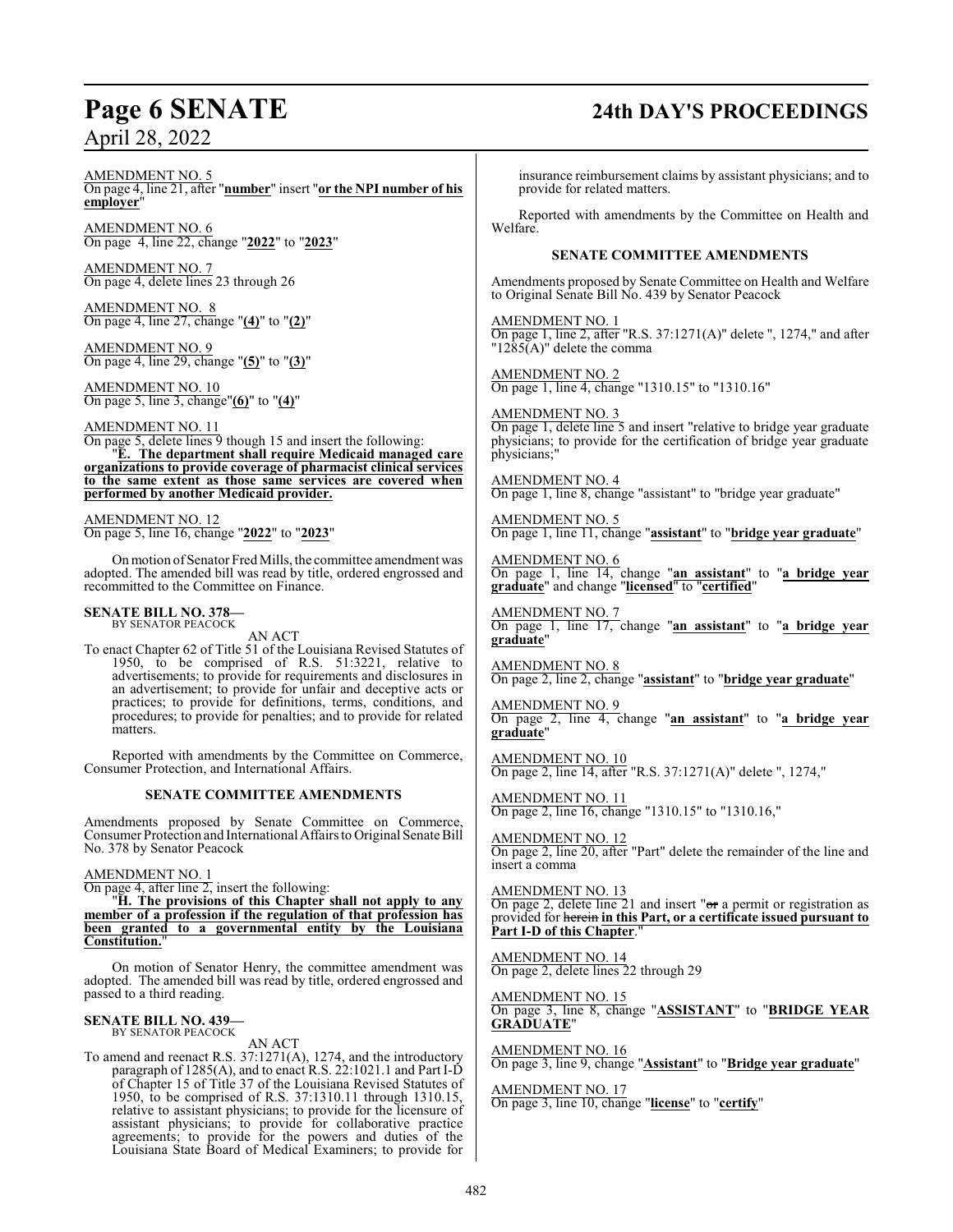AMENDMENT NO. 5
On page 4, line 21, after "**number**" insert "**or the NPI number of his employer**"

AMENDMENT NO. 6
On page 4, line 22, change "**2022**" to "**2023**"

AMENDMENT NO. 7
On page 4, delete lines 23 through 26

AMENDMENT NO. 8
On page 4, line 27, change "**(4)**" to "**(2)**"

AMENDMENT NO. 9
On page 4, line 29, change "**(5)**" to "**(3)**"

AMENDMENT NO. 10
On page 5, line 3, change"**(6)**" to "**(4)**"

AMENDMENT NO. 11
On page 5, delete lines 9 though 15 and insert the following:

"**E. The department shall require Medicaid managed care organizations to provide coverage of pharmacist clinical services to the same extent as those same services are covered when performed by another Medicaid provider.**

AMENDMENT NO. 12
On page 5, line 16, change "**2022**" to "**2023**"

On motion of Senator Fred Mills, the committee amendment was adopted. The amended bill was read by title, ordered engrossed and recommitted to the Committee on Finance.

**SENATE BILL NO. 378—**
BY SENATOR PEACOCK

AN ACT

To enact Chapter 62 of Title 51 of the Louisiana Revised Statutes of 1950, to be comprised of R.S. 51:3221, relative to advertisements; to provide for requirements and disclosures in an advertisement; to provide for unfair and deceptive acts or practices; to provide for definitions, terms, conditions, and procedures; to provide for penalties; and to provide for related matters.

Reported with amendments by the Committee on Commerce, Consumer Protection, and International Affairs.

**SENATE COMMITTEE AMENDMENTS**

Amendments proposed by Senate Committee on Commerce, Consumer Protection and International Affairs to Original Senate Bill No. 378 by Senator Peacock

AMENDMENT NO. 1
On page 4, after line 2, insert the following:

"**H. The provisions of this Chapter shall not apply to any member of a profession if the regulation of that profession has been granted to a governmental entity by the Louisiana Constitution.**"

On motion of Senator Henry, the committee amendment was adopted. The amended bill was read by title, ordered engrossed and passed to a third reading.

**SENATE BILL NO. 439—**
BY SENATOR PEACOCK

AN ACT

To amend and reenact R.S. 37:1271(A), 1274, and the introductory paragraph of 1285(A), and to enact R.S. 22:1021.1 and Part I-D of Chapter 15 of Title 37 of the Louisiana Revised Statutes of 1950, to be comprised of R.S. 37:1310.11 through 1310.15, relative to assistant physicians; to provide for the licensure of assistant physicians; to provide for collaborative practice agreements; to provide for the powers and duties of the Louisiana State Board of Medical Examiners; to provide for insurance reimbursement claims by assistant physicians; and to provide for related matters.

Reported with amendments by the Committee on Health and Welfare.

**SENATE COMMITTEE AMENDMENTS**

Amendments proposed by Senate Committee on Health and Welfare to Original Senate Bill No. 439 by Senator Peacock

AMENDMENT NO. 1
On page 1, line 2, after "R.S. 37:1271(A)" delete ", 1274," and after "1285(A)" delete the comma

AMENDMENT NO. 2
On page 1, line 4, change "1310.15" to "1310.16"

AMENDMENT NO. 3
On page 1, delete line 5 and insert "relative to bridge year graduate physicians; to provide for the certification of bridge year graduate physicians;"

AMENDMENT NO. 4
On page 1, line 8, change "assistant" to "bridge year graduate"

AMENDMENT NO. 5
On page 1, line 11, change "**assistant**" to "**bridge year graduate**"

AMENDMENT NO. 6
On page 1, line 14, change "**an assistant**" to "**a bridge year graduate**" and change "**licensed**" to "**certified**"

AMENDMENT NO. 7
On page 1, line 17, change "**an assistant**" to "**a bridge year graduate**"

AMENDMENT NO. 8
On page 2, line 2, change "**assistant**" to "**bridge year graduate**"

AMENDMENT NO. 9
On page 2, line 4, change "**an assistant**" to "**a bridge year graduate**"

AMENDMENT NO. 10
On page 2, line 14, after "R.S. 37:1271(A)" delete ", 1274,"

AMENDMENT NO. 11
On page 2, line 16, change "1310.15" to "1310.16,"

AMENDMENT NO. 12
On page 2, line 20, after "Part" delete the remainder of the line and insert a comma

AMENDMENT NO. 13
On page 2, delete line 21 and insert "~~or~~ a permit or registration as provided for ~~herein~~ **in this Part, or a certificate issued pursuant to Part I-D of this Chapter**."

AMENDMENT NO. 14
On page 2, delete lines 22 through 29

AMENDMENT NO. 15
On page 3, line 8, change "**ASSISTANT**" to "**BRIDGE YEAR GRADUATE**"

AMENDMENT NO. 16
On page 3, line 9, change "**Assistant**" to "**Bridge year graduate**"

AMENDMENT NO. 17
On page 3, line 10, change "**license**" to "**certify**"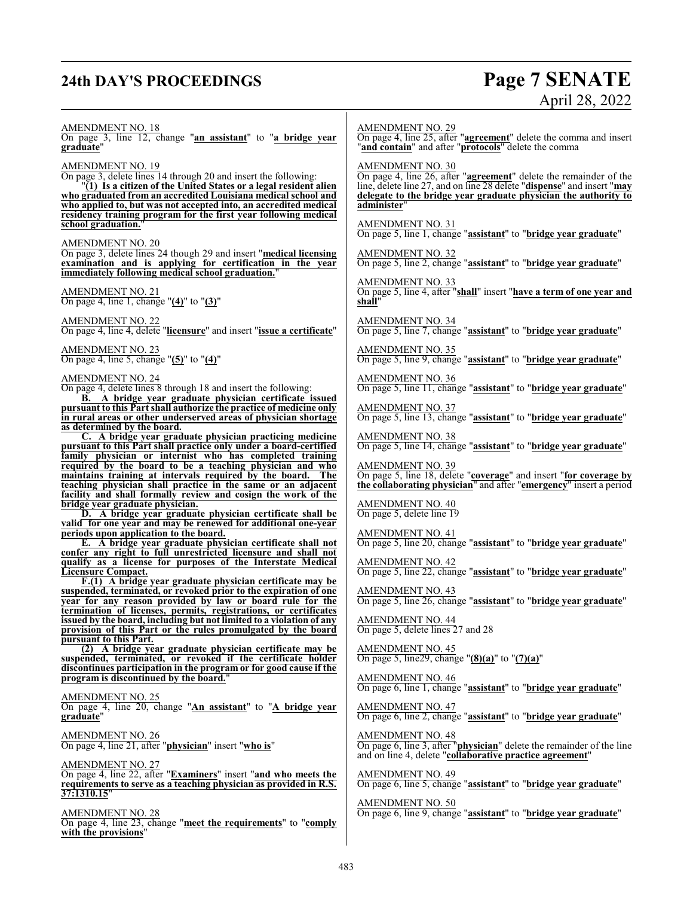AMENDMENT NO. 18
On page 3, line 12, change "**an assistant**" to "**a bridge year graduate**"

AMENDMENT NO. 19
On page 3, delete lines 14 through 20 and insert the following:
"**(1) Is a citizen of the United States or a legal resident alien who graduated from an accredited Louisiana medical school and who applied to, but was not accepted into, an accredited medical residency training program for the first year following medical school graduation.**"

AMENDMENT NO. 20
On page 3, delete lines 24 though 29 and insert "**medical licensing examination and is applying for certification in the year immediately following medical school graduation.**"

AMENDMENT NO. 21
On page 4, line 1, change "**(4)**" to "**(3)**"

AMENDMENT NO. 22
On page 4, line 4, delete "**licensure**" and insert "**issue a certificate**"

AMENDMENT NO. 23
On page 4, line 5, change "**(5)**" to "**(4)**"

AMENDMENT NO. 24
On page 4, delete lines 8 through 18 and insert the following:

**B. A bridge year graduate physician certificate issued pursuant to this Part shall authorize the practice of medicine only in rural areas or other underserved areas of physician shortage as determined by the board.**

**C. A bridge year graduate physician practicing medicine pursuant to this Part shall practice only under a board-certified family physician or internist who has completed training required by the board to be a teaching physician and who maintains training at intervals required by the board. The teaching physician shall practice in the same or an adjacent facility and shall formally review and cosign the work of the bridge year graduate physician.**

**D. A bridge year graduate physician certificate shall be valid for one year and may be renewed for additional one-year periods upon application to the board.**

**E. A bridge year graduate physician certificate shall not confer any right to full unrestricted licensure and shall not qualify as a license for purposes of the Interstate Medical Licensure Compact.**

**F.(1) A bridge year graduate physician certificate may be suspended, terminated, or revoked prior to the expiration of one year for any reason provided by law or board rule for the termination of licenses, permits, registrations, or certificates issued by the board, including but not limited to a violation of any provision of this Part or the rules promulgated by the board pursuant to this Part.**

**(2) A bridge year graduate physician certificate may be suspended, terminated, or revoked if the certificate holder discontinues participation in the program or for good cause if the program is discontinued by the board.**"

AMENDMENT NO. 25
On page 4, line 20, change "**An assistant**" to "**A bridge year graduate**"

AMENDMENT NO. 26
On page 4, line 21, after "**physician**" insert "**who is**"

AMENDMENT NO. 27
On page 4, line 22, after "**Examiners**" insert "**and who meets the requirements to serve as a teaching physician as provided in R.S. 37:1310.15**"

AMENDMENT NO. 28
On page 4, line 23, change "**meet the requirements**" to "**comply with the provisions**"

AMENDMENT NO. 29
On page 4, line 25, after "**agreement**" delete the comma and insert "**and contain**" and after "**protocols**" delete the comma

AMENDMENT NO. 30
On page 4, line 26, after "**agreement**" delete the remainder of the line, delete line 27, and on line 28 delete "**dispense**" and insert "**may delegate to the bridge year graduate physician the authority to administer**"

AMENDMENT NO. 31
On page 5, line 1, change "**assistant**" to "**bridge year graduate**"

AMENDMENT NO. 32
On page 5, line 2, change "**assistant**" to "**bridge year graduate**"

AMENDMENT NO. 33
On page 5, line 4, after "**shall**" insert "**have a term of one year and shall**"

AMENDMENT NO. 34
On page 5, line 7, change "**assistant**" to "**bridge year graduate**"

AMENDMENT NO. 35
On page 5, line 9, change "**assistant**" to "**bridge year graduate**"

AMENDMENT NO. 36
On page 5, line 11, change "**assistant**" to "**bridge year graduate**"

AMENDMENT NO. 37
On page 5, line 13, change "**assistant**" to "**bridge year graduate**"

AMENDMENT NO. 38
On page 5, line 14, change "**assistant**" to "**bridge year graduate**"

AMENDMENT NO. 39
On page 5, line 18, delete "**coverage**" and insert "**for coverage by the collaborating physician**" and after "**emergency**" insert a period

AMENDMENT NO. 40
On page 5, delete line 19

AMENDMENT NO. 41
On page 5, line 20, change "**assistant**" to "**bridge year graduate**"

AMENDMENT NO. 42
On page 5, line 22, change "**assistant**" to "**bridge year graduate**"

AMENDMENT NO. 43
On page 5, line 26, change "**assistant**" to "**bridge year graduate**"

AMENDMENT NO. 44
On page 5, delete lines 27 and 28

AMENDMENT NO. 45
On page 5, line29, change "**(8)(a)**" to "**(7)(a)**"

AMENDMENT NO. 46
On page 6, line 1, change "**assistant**" to "**bridge year graduate**"

AMENDMENT NO. 47
On page 6, line 2, change "**assistant**" to "**bridge year graduate**"

AMENDMENT NO. 48
On page 6, line 3, after "**physician**" delete the remainder of the line and on line 4, delete "**collaborative practice agreement**"

AMENDMENT NO. 49
On page 6, line 5, change "**assistant**" to "**bridge year graduate**"

AMENDMENT NO. 50
On page 6, line 9, change "**assistant**" to "**bridge year graduate**"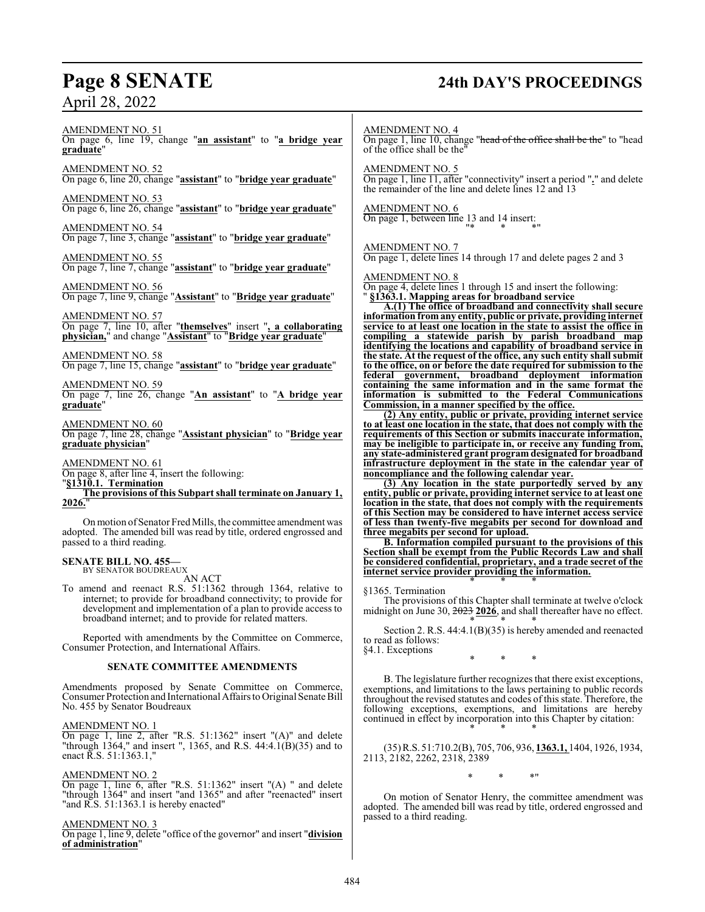AMENDMENT NO. 51
On page 6, line 19, change "**an assistant**" to "**a bridge year graduate**"

AMENDMENT NO. 52
On page 6, line 20, change "**assistant**" to "**bridge year graduate**"

AMENDMENT NO. 53
On page 6, line 26, change "**assistant**" to "**bridge year graduate**"

AMENDMENT NO. 54
On page 7, line 3, change "**assistant**" to "**bridge year graduate**"

AMENDMENT NO. 55
On page 7, line 7, change "**assistant**" to "**bridge year graduate**"

AMENDMENT NO. 56
On page 7, line 9, change "**Assistant**" to "**Bridge year graduate**"

AMENDMENT NO. 57
On page 7, line 10, after "**themselves**" insert "**, a collaborating physician,**" and change "**Assistant**" to "**Bridge year graduate**"

AMENDMENT NO. 58
On page 7, line 15, change "**assistant**" to "**bridge year graduate**"

AMENDMENT NO. 59
On page 7, line 26, change "**An assistant**" to "**A bridge year graduate**"

AMENDMENT NO. 60
On page 7, line 28, change "**Assistant physician**" to "**Bridge year graduate physician**"

AMENDMENT NO. 61
On page 8, after line 4, insert the following:
"**§1310.1. Termination**
**The provisions of this Subpart shall terminate on January 1, 2026.**"

On motion of Senator Fred Mills, the committee amendment was adopted. The amended bill was read by title, ordered engrossed and passed to a third reading.

**SENATE BILL NO. 455—**
BY SENATOR BOUDREAUX

AN ACT

To amend and reenact R.S. 51:1362 through 1364, relative to internet; to provide for broadband connectivity; to provide for development and implementation of a plan to provide access to broadband internet; and to provide for related matters.

Reported with amendments by the Committee on Commerce, Consumer Protection, and International Affairs.

**SENATE COMMITTEE AMENDMENTS**

Amendments proposed by Senate Committee on Commerce, Consumer Protection and International Affairs to Original Senate Bill No. 455 by Senator Boudreaux

AMENDMENT NO. 1
On page 1, line 2, after "R.S. 51:1362" insert "(A)" and delete "through 1364," and insert ", 1365, and R.S. 44:4.1(B)(35) and to enact R.S. 51:1363.1,"

AMENDMENT NO. 2
On page 1, line 6, after "R.S. 51:1362" insert "(A) " and delete "through 1364" and insert "and 1365" and after "reenacted" insert "and R.S. 51:1363.1 is hereby enacted"

AMENDMENT NO. 3
On page 1, line 9, delete "office of the governor" and insert "**division of administration**"

AMENDMENT NO. 4
On page 1, line 10, change "~~head of the office shall be the~~" to "head of the office shall be the"

AMENDMENT NO. 5
On page 1, line 11, after "connectivity" insert a period "**.**" and delete the remainder of the line and delete lines 12 and 13

AMENDMENT NO. 6
On page 1, between line 13 and 14 insert:
"* * *"

AMENDMENT NO. 7
On page 1, delete lines 14 through 17 and delete pages 2 and 3

AMENDMENT NO. 8
On page 4, delete lines 1 through 15 and insert the following:
" **§1363.1. Mapping areas for broadband service**

**A.(1) The office of broadband and connectivity shall secure information from any entity, public or private, providing internet service to at least one location in the state to assist the office in compiling a statewide parish by parish broadband map identifying the locations and capability of broadband service in the state. At the request of the office, any such entity shall submit to the office, on or before the date required for submission to the federal government, broadband deployment information containing the same information and in the same format the information is submitted to the Federal Communications Commission, in a manner specified by the office.**

**(2) Any entity, public or private, providing internet service to at least one location in the state, that does not comply with the requirements of this Section or submits inaccurate information, may be ineligible to participate in, or receive any funding from, any state-administered grant program designated for broadband infrastructure deployment in the state in the calendar year of noncompliance and the following calendar year.**

**(3) Any location in the state purportedly served by any entity, public or private, providing internet service to at least one location in the state, that does not comply with the requirements of this Section may be considered to have internet access service of less than twenty-five megabits per second for download and three megabits per second for upload.**

**B. Information compiled pursuant to the provisions of this Section shall be exempt from the Public Records Law and shall be considered confidential, proprietary, and a trade secret of the internet service provider providing the information.**

\* \* \*

§1365. Termination

The provisions of this Chapter shall terminate at twelve o'clock midnight on June 30, ~~2023~~ **2026**, and shall thereafter have no effect.

\* \* \*

Section 2. R.S. 44:4.1(B)(35) is hereby amended and reenacted to read as follows:

§4.1. Exceptions

\* \* \*

B. The legislature further recognizes that there exist exceptions, exemptions, and limitations to the laws pertaining to public records throughout the revised statutes and codes of this state. Therefore, the following exceptions, exemptions, and limitations are hereby continued in effect by incorporation into this Chapter by citation:

\* \* \*

(35) R.S. 51:710.2(B), 705, 706, 936, **1363.1,** 1404, 1926, 1934, 2113, 2182, 2262, 2318, 2389

\* \* \*"

On motion of Senator Henry, the committee amendment was adopted. The amended bill was read by title, ordered engrossed and passed to a third reading.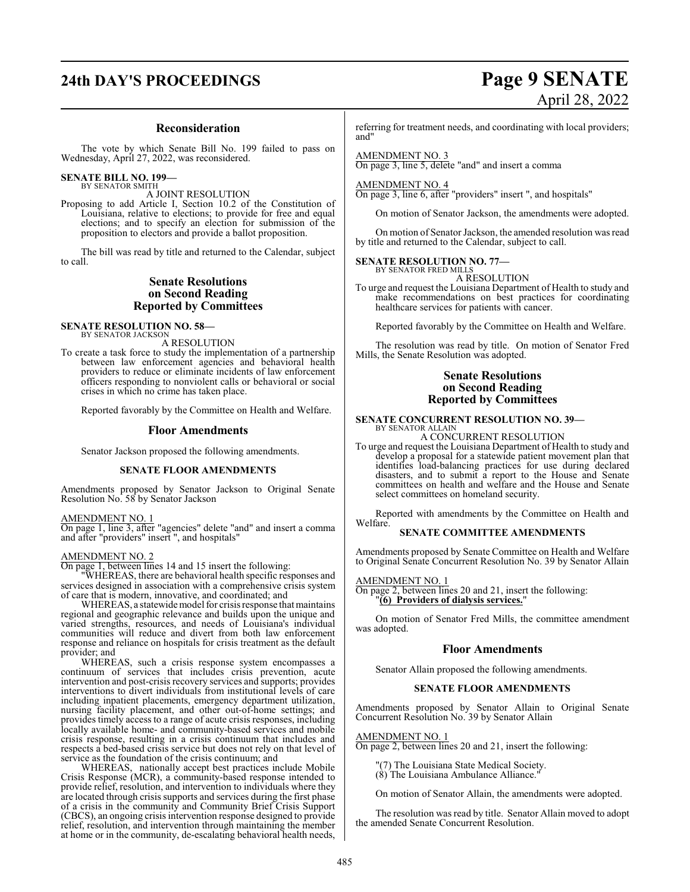## Reconsideration

The vote by which Senate Bill No. 199 failed to pass on Wednesday, April 27, 2022, was reconsidered.

**SENATE BILL NO. 199—**
BY SENATOR SMITH

A JOINT RESOLUTION

Proposing to add Article I, Section 10.2 of the Constitution of Louisiana, relative to elections; to provide for free and equal elections; and to specify an election for submission of the proposition to electors and provide a ballot proposition.

The bill was read by title and returned to the Calendar, subject to call.

## Senate Resolutions on Second Reading Reported by Committees

**SENATE RESOLUTION NO. 58—**
BY SENATOR JACKSON

A RESOLUTION

To create a task force to study the implementation of a partnership between law enforcement agencies and behavioral health providers to reduce or eliminate incidents of law enforcement officers responding to nonviolent calls or behavioral or social crises in which no crime has taken place.

Reported favorably by the Committee on Health and Welfare.

## Floor Amendments

Senator Jackson proposed the following amendments.

### SENATE FLOOR AMENDMENTS

Amendments proposed by Senator Jackson to Original Senate Resolution No. 58 by Senator Jackson

AMENDMENT NO. 1
On page 1, line 3, after "agencies" delete "and" and insert a comma and after "providers" insert ", and hospitals"

AMENDMENT NO. 2
On page 1, between lines 14 and 15 insert the following:

"WHEREAS, there are behavioral health specific responses and services designed in association with a comprehensive crisis system of care that is modern, innovative, and coordinated; and

WHEREAS, a statewide model for crisis response that maintains regional and geographic relevance and builds upon the unique and varied strengths, resources, and needs of Louisiana's individual communities will reduce and divert from both law enforcement response and reliance on hospitals for crisis treatment as the default provider; and

WHEREAS, such a crisis response system encompasses a continuum of services that includes crisis prevention, acute intervention and post-crisis recovery services and supports; provides interventions to divert individuals from institutional levels of care including inpatient placements, emergency department utilization, nursing facility placement, and other out-of-home settings; and provides timely access to a range of acute crisis responses, including locally available home- and community-based services and mobile crisis response, resulting in a crisis continuum that includes and respects a bed-based crisis service but does not rely on that level of service as the foundation of the crisis continuum; and

WHEREAS, nationally accept best practices include Mobile Crisis Response (MCR), a community-based response intended to provide relief, resolution, and intervention to individuals where they are located through crisis supports and services during the first phase of a crisis in the community and Community Brief Crisis Support (CBCS), an ongoing crisis intervention response designed to provide relief, resolution, and intervention through maintaining the member at home or in the community, de-escalating behavioral health needs, referring for treatment needs, and coordinating with local providers; and"

AMENDMENT NO. 3
On page 3, line 5, delete "and" and insert a comma

AMENDMENT NO. 4
On page 3, line 6, after "providers" insert ", and hospitals"

On motion of Senator Jackson, the amendments were adopted.

On motion of Senator Jackson, the amended resolution was read by title and returned to the Calendar, subject to call.

**SENATE RESOLUTION NO. 77—**
BY SENATOR FRED MILLS

A RESOLUTION

To urge and request the Louisiana Department of Health to study and make recommendations on best practices for coordinating healthcare services for patients with cancer.

Reported favorably by the Committee on Health and Welfare.

The resolution was read by title. On motion of Senator Fred Mills, the Senate Resolution was adopted.

## Senate Resolutions on Second Reading Reported by Committees

**SENATE CONCURRENT RESOLUTION NO. 39—**
BY SENATOR ALLAIN

A CONCURRENT RESOLUTION

To urge and request the Louisiana Department of Health to study and develop a proposal for a statewide patient movement plan that identifies load-balancing practices for use during declared disasters, and to submit a report to the House and Senate committees on health and welfare and the House and Senate select committees on homeland security.

Reported with amendments by the Committee on Health and Welfare.

### SENATE COMMITTEE AMENDMENTS

Amendments proposed by Senate Committee on Health and Welfare to Original Senate Concurrent Resolution No. 39 by Senator Allain

AMENDMENT NO. 1
On page 2, between lines 20 and 21, insert the following:
"**(6) Providers of dialysis services.**"

On motion of Senator Fred Mills, the committee amendment was adopted.

## Floor Amendments

Senator Allain proposed the following amendments.

### SENATE FLOOR AMENDMENTS

Amendments proposed by Senator Allain to Original Senate Concurrent Resolution No. 39 by Senator Allain

AMENDMENT NO. 1
On page 2, between lines 20 and 21, insert the following:

"(7) The Louisiana State Medical Society.
(8) The Louisiana Ambulance Alliance."

On motion of Senator Allain, the amendments were adopted.

The resolution was read by title. Senator Allain moved to adopt the amended Senate Concurrent Resolution.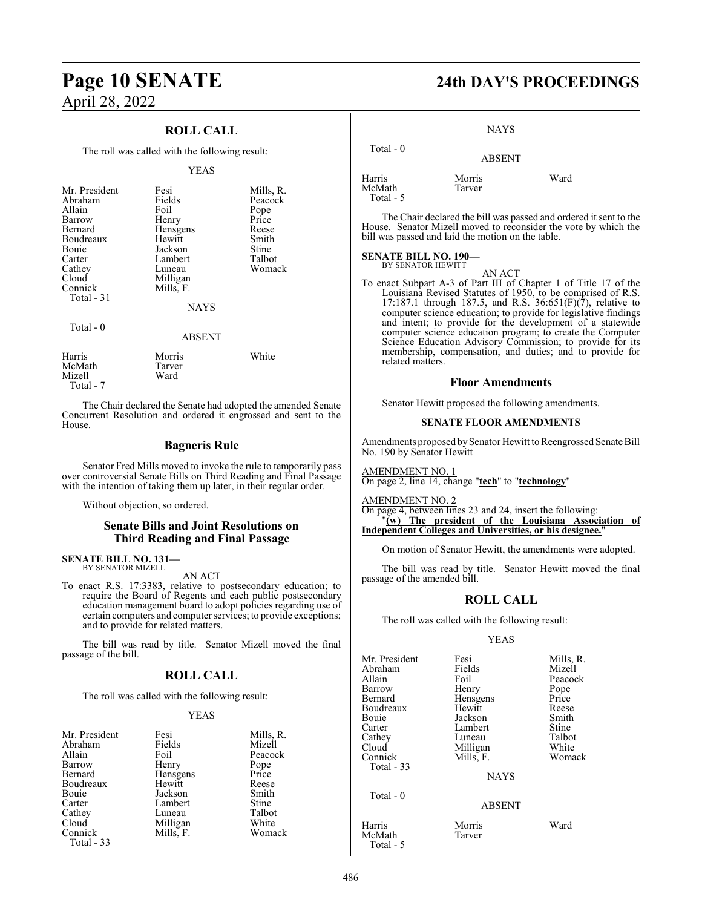## ROLL CALL

The roll was called with the following result:

YEAS

| | | |
|---|---|---|
| Mr. President | Fesi | Mills, R. |
| Abraham | Fields | Peacock |
| Allain | Foil | Pope |
| Barrow | Henry | Price |
| Bernard | Hensgens | Reese |
| Boudreaux | Hewitt | Smith |
| Bouie | Jackson | Stine |
| Carter | Lambert | Talbot |
| Cathey | Luneau | Womack |
| Cloud | Milligan | |
| Connick | Mills, F. | |
| Total - 31 | | |

NAYS

Total - 0

ABSENT

| | | |
|---|---|---|
| Harris | Morris | White |
| McMath | Tarver | |
| Mizell | Ward | |
| Total - 7 | | |

The Chair declared the Senate had adopted the amended Senate Concurrent Resolution and ordered it engrossed and sent to the House.

## Bagneris Rule

Senator Fred Mills moved to invoke the rule to temporarily pass over controversial Senate Bills on Third Reading and Final Passage with the intention of taking them up later, in their regular order.

Without objection, so ordered.

## Senate Bills and Joint Resolutions on Third Reading and Final Passage

**SENATE BILL NO. 131—**
BY SENATOR MIZELL

AN ACT

To enact R.S. 17:3383, relative to postsecondary education; to require the Board of Regents and each public postsecondary education management board to adopt policies regarding use of certain computers and computer services; to provide exceptions; and to provide for related matters.

The bill was read by title. Senator Mizell moved the final passage of the bill.

## ROLL CALL

The roll was called with the following result:

YEAS

| | | |
|---|---|---|
| Mr. President | Fesi | Mills, R. |
| Abraham | Fields | Mizell |
| Allain | Foil | Peacock |
| Barrow | Henry | Pope |
| Bernard | Hensgens | Price |
| Boudreaux | Hewitt | Reese |
| Bouie | Jackson | Smith |
| Carter | Lambert | Stine |
| Cathey | Luneau | Talbot |
| Cloud | Milligan | White |
| Connick | Mills, F. | Womack |
| Total - 33 | | |

NAYS

Total - 0

ABSENT

| | | |
|---|---|---|
| Harris | Morris | Ward |
| McMath | Tarver | |
| Total - 5 | | |

The Chair declared the bill was passed and ordered it sent to the House. Senator Mizell moved to reconsider the vote by which the bill was passed and laid the motion on the table.

**SENATE BILL NO. 190—**
BY SENATOR HEWITT

AN ACT

To enact Subpart A-3 of Part III of Chapter 1 of Title 17 of the Louisiana Revised Statutes of 1950, to be comprised of R.S. 17:187.1 through 187.5, and R.S. 36:651(F)(7), relative to computer science education; to provide for legislative findings and intent; to provide for the development of a statewide computer science education program; to create the Computer Science Education Advisory Commission; to provide for its membership, compensation, and duties; and to provide for related matters.

## Floor Amendments

Senator Hewitt proposed the following amendments.

**SENATE FLOOR AMENDMENTS**

Amendments proposed by Senator Hewitt to Reengrossed Senate Bill No. 190 by Senator Hewitt

AMENDMENT NO. 1
On page 2, line 14, change "**tech**" to "**technology**"

AMENDMENT NO. 2
On page 4, between lines 23 and 24, insert the following:
"**(w) The president of the Louisiana Association of Independent Colleges and Universities, or his designee.**"

On motion of Senator Hewitt, the amendments were adopted.

The bill was read by title. Senator Hewitt moved the final passage of the amended bill.

## ROLL CALL

The roll was called with the following result:

YEAS

| | | |
|---|---|---|
| Mr. President | Fesi | Mills, R. |
| Abraham | Fields | Mizell |
| Allain | Foil | Peacock |
| Barrow | Henry | Pope |
| Bernard | Hensgens | Price |
| Boudreaux | Hewitt | Reese |
| Bouie | Jackson | Smith |
| Carter | Lambert | Stine |
| Cathey | Luneau | Talbot |
| Cloud | Milligan | White |
| Connick | Mills, F. | Womack |
| Total - 33 | | |

NAYS

Total - 0

ABSENT

| | | |
|---|---|---|
| Harris | Morris | Ward |
| McMath | Tarver | |
| Total - 5 | | |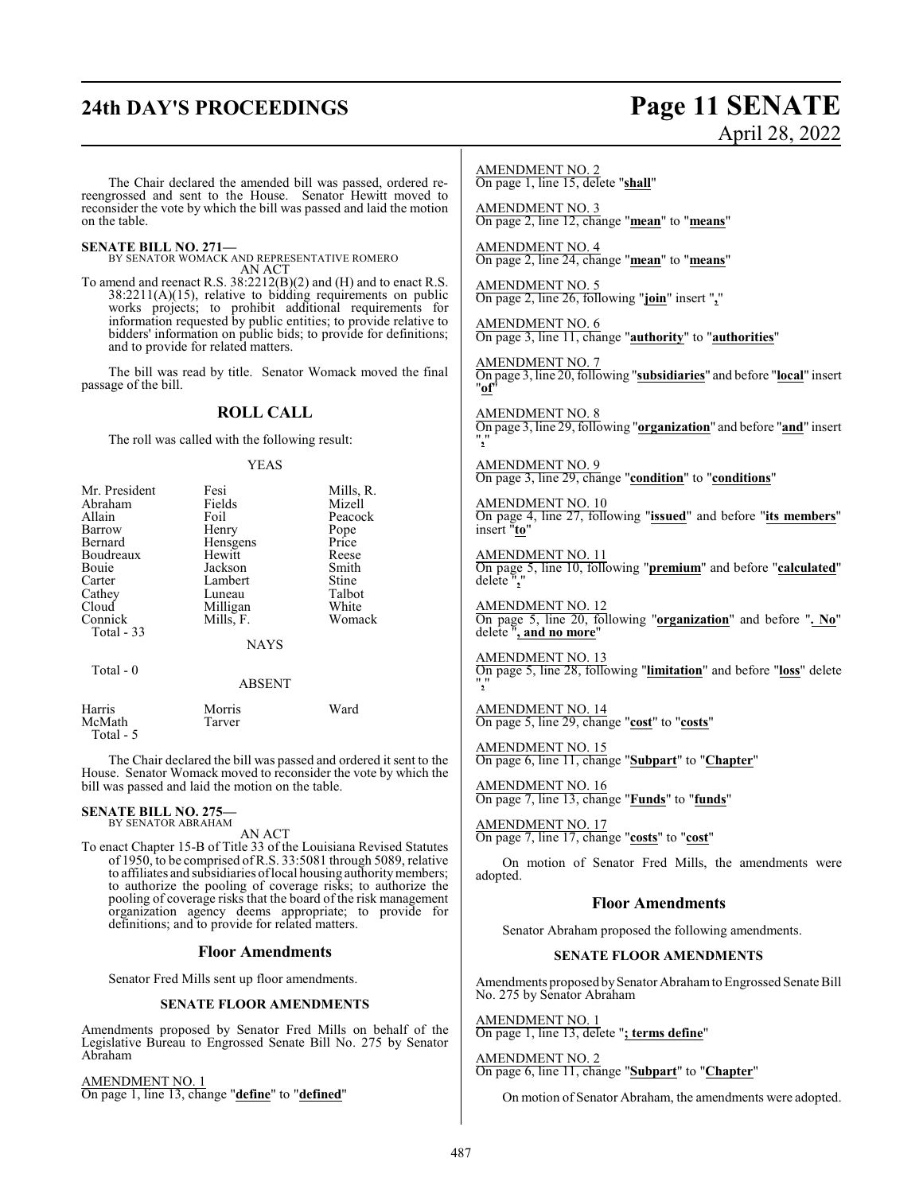The Chair declared the amended bill was passed, ordered re-reengrossed and sent to the House. Senator Hewitt moved to reconsider the vote by which the bill was passed and laid the motion on the table.

**SENATE BILL NO. 271—**
BY SENATOR WOMACK AND REPRESENTATIVE ROMERO
AN ACT

To amend and reenact R.S. 38:2212(B)(2) and (H) and to enact R.S. 38:2211(A)(15), relative to bidding requirements on public works projects; to prohibit additional requirements for information requested by public entities; to provide relative to bidders' information on public bids; to provide for definitions; and to provide for related matters.

The bill was read by title. Senator Womack moved the final passage of the bill.

## ROLL CALL

The roll was called with the following result:

YEAS

| | | |
|---|---|---|
| Mr. President | Fesi | Mills, R. |
| Abraham | Fields | Mizell |
| Allain | Foil | Peacock |
| Barrow | Henry | Pope |
| Bernard | Hensgens | Price |
| Boudreaux | Hewitt | Reese |
| Bouie | Jackson | Smith |
| Carter | Lambert | Stine |
| Cathey | Luneau | Talbot |
| Cloud | Milligan | White |
| Connick | Mills, F. | Womack |

Total - 33

NAYS

Total - 0

ABSENT

| | | |
|---|---|---|
| Harris | Morris | Ward |
| McMath | Tarver | |

Total - 5

The Chair declared the bill was passed and ordered it sent to the House. Senator Womack moved to reconsider the vote by which the bill was passed and laid the motion on the table.

**SENATE BILL NO. 275—**
BY SENATOR ABRAHAM
AN ACT

To enact Chapter 15-B of Title 33 of the Louisiana Revised Statutes of 1950, to be comprised of R.S. 33:5081 through 5089, relative to affiliates and subsidiaries of local housing authority members; to authorize the pooling of coverage risks; to authorize the pooling of coverage risks that the board of the risk management organization agency deems appropriate; to provide for definitions; and to provide for related matters.

## Floor Amendments

Senator Fred Mills sent up floor amendments.

### SENATE FLOOR AMENDMENTS

Amendments proposed by Senator Fred Mills on behalf of the Legislative Bureau to Engrossed Senate Bill No. 275 by Senator Abraham

AMENDMENT NO. 1
On page 1, line 13, change "**define**" to "**defined**"

AMENDMENT NO. 2
On page 1, line 15, delete "**shall**"

AMENDMENT NO. 3
On page 2, line 12, change "**mean**" to "**means**"

AMENDMENT NO. 4
On page 2, line 24, change "**mean**" to "**means**"

AMENDMENT NO. 5
On page 2, line 26, following "**join**" insert "**,**"

AMENDMENT NO. 6
On page 3, line 11, change "**authority**" to "**authorities**"

AMENDMENT NO. 7
On page 3, line 20, following "**subsidiaries**" and before "**local**" insert "**of**"

AMENDMENT NO. 8
On page 3, line 29, following "**organization**" and before "**and**" insert "**,**"

AMENDMENT NO. 9
On page 3, line 29, change "**condition**" to "**conditions**"

AMENDMENT NO. 10
On page 4, line 27, following "**issued**" and before "**its members**" insert "**to**"

AMENDMENT NO. 11
On page 5, line 10, following "**premium**" and before "**calculated**" delete "**,**"

AMENDMENT NO. 12
On page 5, line 20, following "**organization**" and before "**. No**" delete "**, and no more**"

AMENDMENT NO. 13
On page 5, line 28, following "**limitation**" and before "**loss**" delete "**,**"

AMENDMENT NO. 14
On page 5, line 29, change "**cost**" to "**costs**"

AMENDMENT NO. 15
On page 6, line 11, change "**Subpart**" to "**Chapter**"

AMENDMENT NO. 16
On page 7, line 13, change "**Funds**" to "**funds**"

AMENDMENT NO. 17
On page 7, line 17, change "**costs**" to "**cost**"

On motion of Senator Fred Mills, the amendments were adopted.

## Floor Amendments

Senator Abraham proposed the following amendments.

### SENATE FLOOR AMENDMENTS

Amendments proposed by Senator Abraham to Engrossed Senate Bill No. 275 by Senator Abraham

AMENDMENT NO. 1
On page 1, line 13, delete "**; terms define**"

AMENDMENT NO. 2
On page 6, line 11, change "**Subpart**" to "**Chapter**"

On motion of Senator Abraham, the amendments were adopted.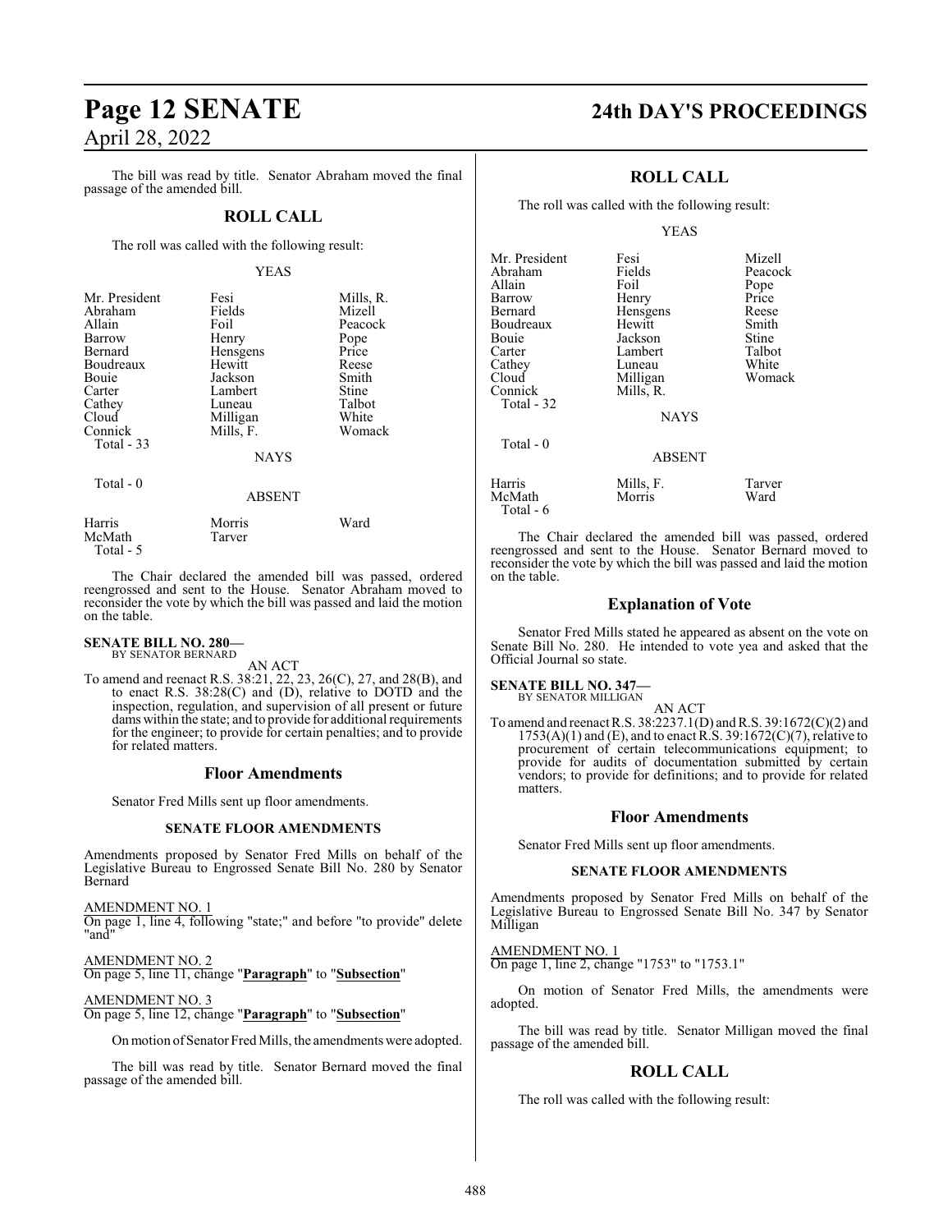The bill was read by title. Senator Abraham moved the final passage of the amended bill.

## ROLL CALL

The roll was called with the following result:

YEAS

| | | |
|---|---|---|
| Mr. President | Fesi | Mills, R. |
| Abraham | Fields | Mizell |
| Allain | Foil | Peacock |
| Barrow | Henry | Pope |
| Bernard | Hensgens | Price |
| Boudreaux | Hewitt | Reese |
| Bouie | Jackson | Smith |
| Carter | Lambert | Stine |
| Cathey | Luneau | Talbot |
| Cloud | Milligan | White |
| Connick | Mills, F. | Womack |

Total - 33

NAYS

Total - 0

ABSENT

| | | |
|---|---|---|
| Harris | Morris | Ward |
| McMath | Tarver | |

Total - 5

The Chair declared the amended bill was passed, ordered reengrossed and sent to the House. Senator Abraham moved to reconsider the vote by which the bill was passed and laid the motion on the table.

**SENATE BILL NO. 280—**
BY SENATOR BERNARD

AN ACT

To amend and reenact R.S. 38:21, 22, 23, 26(C), 27, and 28(B), and to enact R.S. 38:28(C) and (D), relative to DOTD and the inspection, regulation, and supervision of all present or future dams within the state; and to provide for additional requirements for the engineer; to provide for certain penalties; and to provide for related matters.

### Floor Amendments

Senator Fred Mills sent up floor amendments.

#### SENATE FLOOR AMENDMENTS

Amendments proposed by Senator Fred Mills on behalf of the Legislative Bureau to Engrossed Senate Bill No. 280 by Senator Bernard

AMENDMENT NO. 1
On page 1, line 4, following "state;" and before "to provide" delete "and"

AMENDMENT NO. 2
On page 5, line 11, change "**Paragraph**" to "**Subsection**"

AMENDMENT NO. 3
On page 5, line 12, change "**Paragraph**" to "**Subsection**"

On motion of Senator Fred Mills, the amendments were adopted.

The bill was read by title. Senator Bernard moved the final passage of the amended bill.

## ROLL CALL

The roll was called with the following result:

YEAS

| | | |
|---|---|---|
| Mr. President | Fesi | Mizell |
| Abraham | Fields | Peacock |
| Allain | Foil | Pope |
| Barrow | Henry | Price |
| Bernard | Hensgens | Reese |
| Boudreaux | Hewitt | Smith |
| Bouie | Jackson | Stine |
| Carter | Lambert | Talbot |
| Cathey | Luneau | White |
| Cloud | Milligan | Womack |
| Connick | Mills, R. | |

Total - 32

NAYS

Total - 0

ABSENT

| | | |
|---|---|---|
| Harris | Mills, F. | Tarver |
| McMath | Morris | Ward |

Total - 6

The Chair declared the amended bill was passed, ordered reengrossed and sent to the House. Senator Bernard moved to reconsider the vote by which the bill was passed and laid the motion on the table.

### Explanation of Vote

Senator Fred Mills stated he appeared as absent on the vote on Senate Bill No. 280. He intended to vote yea and asked that the Official Journal so state.

**SENATE BILL NO. 347—**
BY SENATOR MILLIGAN

AN ACT

To amend and reenact R.S. 38:2237.1(D) and R.S. 39:1672(C)(2) and 1753(A)(1) and (E), and to enact R.S. 39:1672(C)(7), relative to procurement of certain telecommunications equipment; to provide for audits of documentation submitted by certain vendors; to provide for definitions; and to provide for related matters.

### Floor Amendments

Senator Fred Mills sent up floor amendments.

#### SENATE FLOOR AMENDMENTS

Amendments proposed by Senator Fred Mills on behalf of the Legislative Bureau to Engrossed Senate Bill No. 347 by Senator Milligan

AMENDMENT NO. 1
On page 1, line 2, change "1753" to "1753.1"

On motion of Senator Fred Mills, the amendments were adopted.

The bill was read by title. Senator Milligan moved the final passage of the amended bill.

## ROLL CALL

The roll was called with the following result: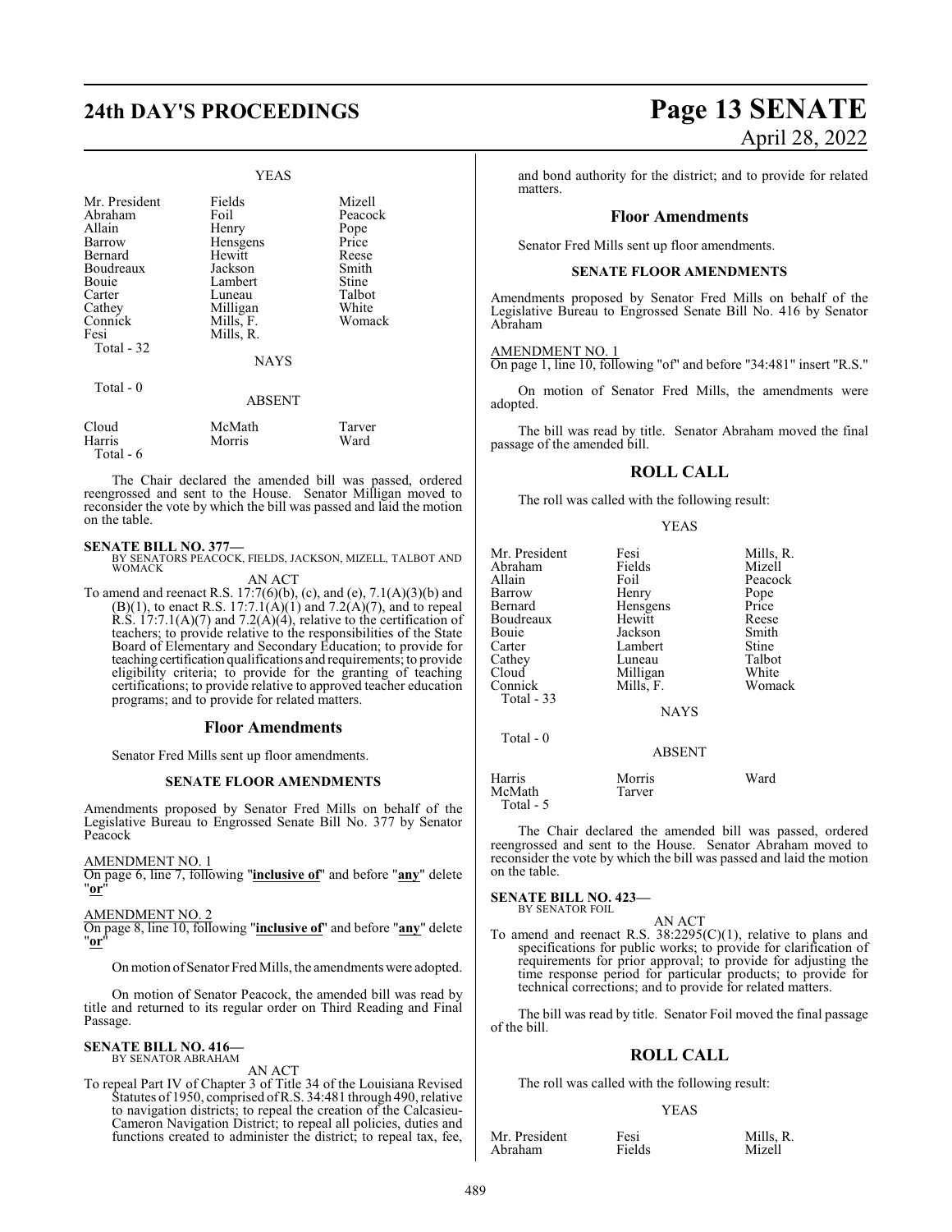YEAS

| | | |
|---|---|---|
| Mr. President | Fields | Mizell |
| Abraham | Foil | Peacock |
| Allain | Henry | Pope |
| Barrow | Hensgens | Price |
| Bernard | Hewitt | Reese |
| Boudreaux | Jackson | Smith |
| Bouie | Lambert | Stine |
| Carter | Luneau | Talbot |
| Cathey | Milligan | White |
| Connick | Mills, F. | Womack |
| Fesi | Mills, R. | |
| Total - 32 | | |

NAYS

Total - 0

ABSENT

| | | |
|---|---|---|
| Cloud | McMath | Tarver |
| Harris | Morris | Ward |
| Total - 6 | | |

The Chair declared the amended bill was passed, ordered reengrossed and sent to the House. Senator Milligan moved to reconsider the vote by which the bill was passed and laid the motion on the table.

**SENATE BILL NO. 377—**
BY SENATORS PEACOCK, FIELDS, JACKSON, MIZELL, TALBOT AND WOMACK

AN ACT

To amend and reenact R.S. 17:7(6)(b), (c), and (e), 7.1(A)(3)(b) and (B)(1), to enact R.S. 17:7.1(A)(1) and 7.2(A)(7), and to repeal R.S. 17:7.1(A)(7) and 7.2(A)(4), relative to the certification of teachers; to provide relative to the responsibilities of the State Board of Elementary and Secondary Education; to provide for teaching certification qualifications and requirements; to provide eligibility criteria; to provide for the granting of teaching certifications; to provide relative to approved teacher education programs; and to provide for related matters.

## Floor Amendments

Senator Fred Mills sent up floor amendments.

### SENATE FLOOR AMENDMENTS

Amendments proposed by Senator Fred Mills on behalf of the Legislative Bureau to Engrossed Senate Bill No. 377 by Senator Peacock

AMENDMENT NO. 1
On page 6, line 7, following "**inclusive of**" and before "**any**" delete "**or**"

AMENDMENT NO. 2
On page 8, line 10, following "**inclusive of**" and before "**any**" delete "**or**"

On motion of Senator Fred Mills, the amendments were adopted.

On motion of Senator Peacock, the amended bill was read by title and returned to its regular order on Third Reading and Final Passage.

**SENATE BILL NO. 416—**
BY SENATOR ABRAHAM

AN ACT

To repeal Part IV of Chapter 3 of Title 34 of the Louisiana Revised Statutes of 1950, comprised of R.S. 34:481 through 490, relative to navigation districts; to repeal the creation of the Calcasieu-Cameron Navigation District; to repeal all policies, duties and functions created to administer the district; to repeal tax, fee, and bond authority for the district; and to provide for related matters.

## Floor Amendments

Senator Fred Mills sent up floor amendments.

### SENATE FLOOR AMENDMENTS

Amendments proposed by Senator Fred Mills on behalf of the Legislative Bureau to Engrossed Senate Bill No. 416 by Senator Abraham

AMENDMENT NO. 1
On page 1, line 10, following "of" and before "34:481" insert "R.S."

On motion of Senator Fred Mills, the amendments were adopted.

The bill was read by title. Senator Abraham moved the final passage of the amended bill.

## ROLL CALL

The roll was called with the following result:

YEAS

| | | |
|---|---|---|
| Mr. President | Fesi | Mills, R. |
| Abraham | Fields | Mizell |
| Allain | Foil | Peacock |
| Barrow | Henry | Pope |
| Bernard | Hensgens | Price |
| Boudreaux | Hewitt | Reese |
| Bouie | Jackson | Smith |
| Carter | Lambert | Stine |
| Cathey | Luneau | Talbot |
| Cloud | Milligan | White |
| Connick | Mills, F. | Womack |
| Total - 33 | | |

NAYS

Total - 0

ABSENT

| | | |
|---|---|---|
| Harris | Morris | Ward |
| McMath | Tarver | |
| Total - 5 | | |

The Chair declared the amended bill was passed, ordered reengrossed and sent to the House. Senator Abraham moved to reconsider the vote by which the bill was passed and laid the motion on the table.

**SENATE BILL NO. 423—**
BY SENATOR FOIL

AN ACT

To amend and reenact R.S. 38:2295(C)(1), relative to plans and specifications for public works; to provide for clarification of requirements for prior approval; to provide for adjusting the time response period for particular products; to provide for technical corrections; and to provide for related matters.

The bill was read by title. Senator Foil moved the final passage of the bill.

## ROLL CALL

The roll was called with the following result:

YEAS

| | | |
|---|---|---|
| Mr. President | Fesi | Mills, R. |
| Abraham | Fields | Mizell |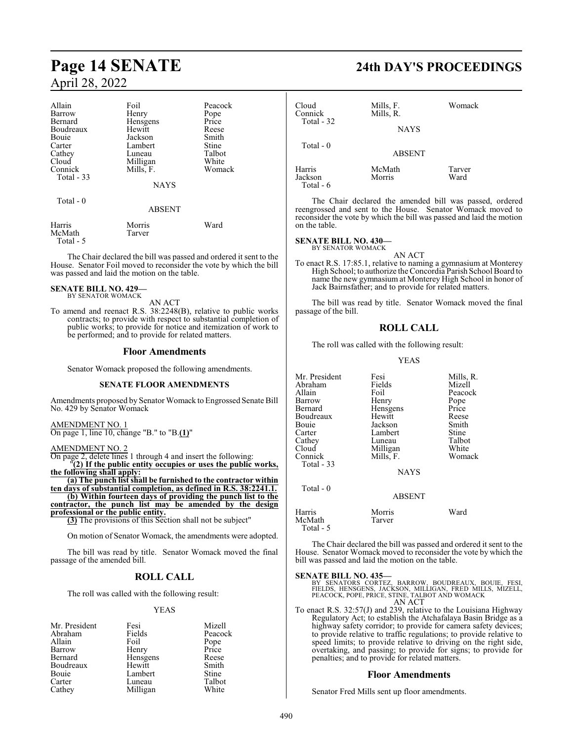| | | |
|---|---|---|
| Allain | Foil | Peacock |
| Barrow | Henry | Pope |
| Bernard | Hensgens | Price |
| Boudreaux | Hewitt | Reese |
| Bouie | Jackson | Smith |
| Carter | Lambert | Stine |
| Cathey | Luneau | Talbot |
| Cloud | Milligan | White |
| Connick | Mills, F. | Womack |
| Total - 33 | | |

NAYS

Total - 0

ABSENT

| | | |
|---|---|---|
| Harris | Morris | Ward |
| McMath | Tarver | |
| Total - 5 | | |

The Chair declared the bill was passed and ordered it sent to the House. Senator Foil moved to reconsider the vote by which the bill was passed and laid the motion on the table.

**SENATE BILL NO. 429—**
BY SENATOR WOMACK

AN ACT

To amend and reenact R.S. 38:2248(B), relative to public works contracts; to provide with respect to substantial completion of public works; to provide for notice and itemization of work to be performed; and to provide for related matters.

## Floor Amendments

Senator Womack proposed the following amendments.

### SENATE FLOOR AMENDMENTS

Amendments proposed by Senator Womack to Engrossed Senate Bill No. 429 by Senator Womack

AMENDMENT NO. 1
On page 1, line 10, change "B." to "B.**(1)**"

AMENDMENT NO. 2
On page 2, delete lines 1 through 4 and insert the following:

"**(2) If the public entity occupies or uses the public works, the following shall apply:**

**(a) The punch list shall be furnished to the contractor within ten days of substantial completion, as defined in R.S. 38:2241.1.**

**(b) Within fourteen days of providing the punch list to the contractor, the punch list may be amended by the design professional or the public entity.**

**(3)** The provisions of this Section shall not be subject"

On motion of Senator Womack, the amendments were adopted.

The bill was read by title. Senator Womack moved the final passage of the amended bill.

## ROLL CALL

The roll was called with the following result:

YEAS

| | | |
|---|---|---|
| Mr. President | Fesi | Mizell |
| Abraham | Fields | Peacock |
| Allain | Foil | Pope |
| Barrow | Henry | Price |
| Bernard | Hensgens | Reese |
| Boudreaux | Hewitt | Smith |
| Bouie | Lambert | Stine |
| Carter | Luneau | Talbot |
| Cathey | Milligan | White |
| Cloud | Mills, F. | Womack |
| Connick | Mills, R. | |
| Total - 32 | | |

NAYS

Total - 0

ABSENT

| | | |
|---|---|---|
| Harris | McMath | Tarver |
| Jackson | Morris | Ward |
| Total - 6 | | |

The Chair declared the amended bill was passed, ordered reengrossed and sent to the House. Senator Womack moved to reconsider the vote by which the bill was passed and laid the motion on the table.

**SENATE BILL NO. 430—**
BY SENATOR WOMACK

AN ACT

To enact R.S. 17:85.1, relative to naming a gymnasium at Monterey High School; to authorize the Concordia Parish School Board to name the new gymnasium at Monterey High School in honor of Jack Bairnsfather; and to provide for related matters.

The bill was read by title. Senator Womack moved the final passage of the bill.

## ROLL CALL

The roll was called with the following result:

YEAS

| | | |
|---|---|---|
| Mr. President | Fesi | Mills, R. |
| Abraham | Fields | Mizell |
| Allain | Foil | Peacock |
| Barrow | Henry | Pope |
| Bernard | Hensgens | Price |
| Boudreaux | Hewitt | Reese |
| Bouie | Jackson | Smith |
| Carter | Lambert | Stine |
| Cathey | Luneau | Talbot |
| Cloud | Milligan | White |
| Connick | Mills, F. | Womack |
| Total - 33 | | |

NAYS

Total - 0

ABSENT

| | | |
|---|---|---|
| Harris | Morris | Ward |
| McMath | Tarver | |
| Total - 5 | | |

The Chair declared the bill was passed and ordered it sent to the House. Senator Womack moved to reconsider the vote by which the bill was passed and laid the motion on the table.

**SENATE BILL NO. 435—**
BY SENATORS CORTEZ, BARROW, BOUDREAUX, BOUIE, FESI, FIELDS, HENSGENS, JACKSON, MILLIGAN, FRED MILLS, MIZELL, PEACOCK, POPE, PRICE, STINE, TALBOT AND WOMACK

AN ACT

To enact R.S. 32:57(J) and 239, relative to the Louisiana Highway Regulatory Act; to establish the Atchafalaya Basin Bridge as a highway safety corridor; to provide for camera safety devices; to provide relative to traffic regulations; to provide relative to speed limits; to provide relative to driving on the right side, overtaking, and passing; to provide for signs; to provide for penalties; and to provide for related matters.

## Floor Amendments

Senator Fred Mills sent up floor amendments.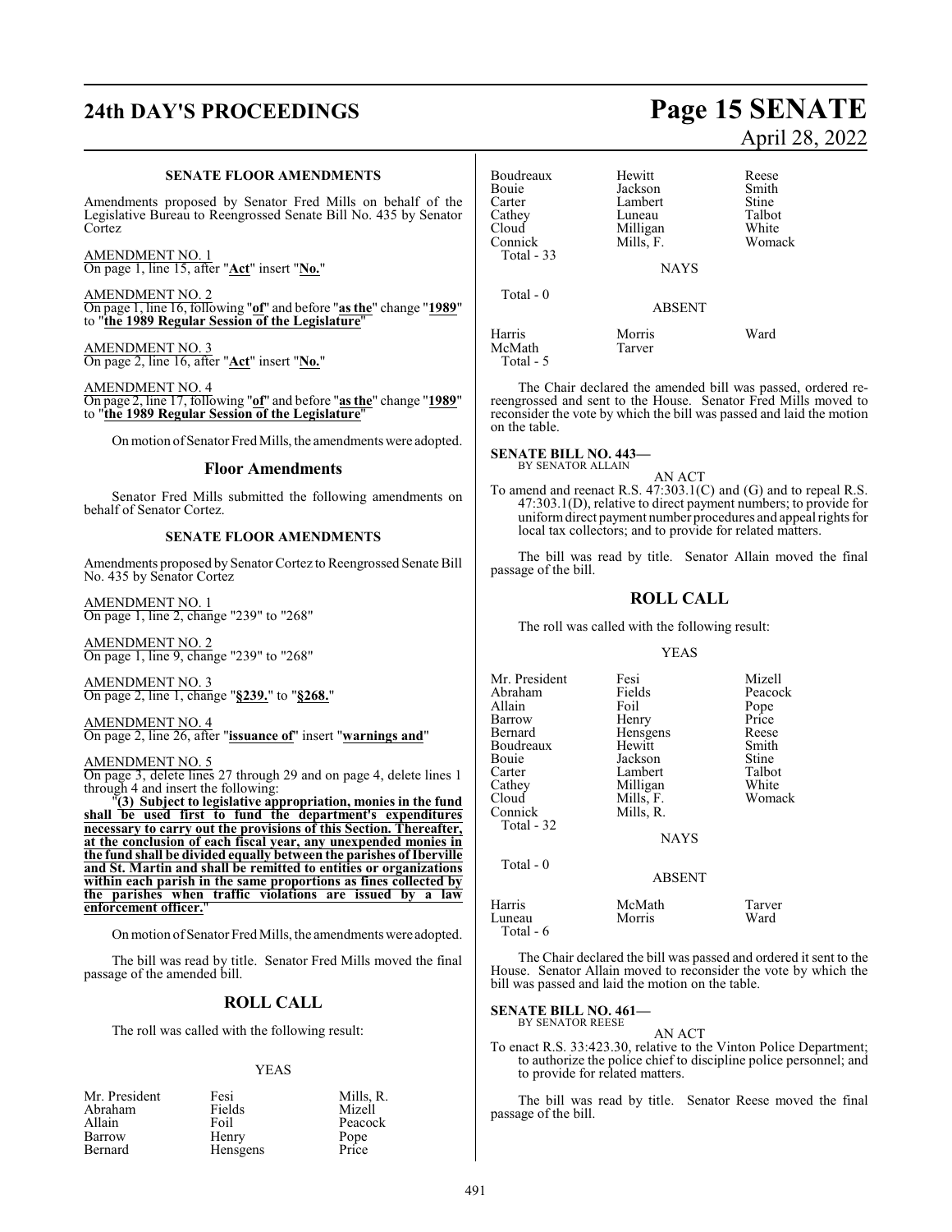**SENATE FLOOR AMENDMENTS**

Amendments proposed by Senator Fred Mills on behalf of the Legislative Bureau to Reengrossed Senate Bill No. 435 by Senator Cortez

AMENDMENT NO. 1
On page 1, line 15, after "**Act**" insert "**No.**"

AMENDMENT NO. 2
On page 1, line 16, following "**of**" and before "**as the**" change "**1989**" to "**the 1989 Regular Session of the Legislature**"

AMENDMENT NO. 3
On page 2, line 16, after "**Act**" insert "**No.**"

AMENDMENT NO. 4
On page 2, line 17, following "**of**" and before "**as the**" change "**1989**" to "**the 1989 Regular Session of the Legislature**"

On motion of Senator Fred Mills, the amendments were adopted.

## Floor Amendments

Senator Fred Mills submitted the following amendments on behalf of Senator Cortez.

**SENATE FLOOR AMENDMENTS**

Amendments proposed by Senator Cortez to Reengrossed Senate Bill No. 435 by Senator Cortez

AMENDMENT NO. 1
On page 1, line 2, change "239" to "268"

AMENDMENT NO. 2
On page 1, line 9, change "239" to "268"

AMENDMENT NO. 3
On page 2, line 1, change "**§239.**" to "**§268.**"

AMENDMENT NO. 4
On page 2, line 26, after "**issuance of**" insert "**warnings and**"

AMENDMENT NO. 5
On page 3, delete lines 27 through 29 and on page 4, delete lines 1 through 4 and insert the following:

"**(3) Subject to legislative appropriation, monies in the fund shall be used first to fund the department's expenditures necessary to carry out the provisions of this Section. Thereafter, at the conclusion of each fiscal year, any unexpended monies in the fund shall be divided equally between the parishes of Iberville and St. Martin and shall be remitted to entities or organizations within each parish in the same proportions as fines collected by the parishes when traffic violations are issued by a law enforcement officer.**"

On motion of Senator Fred Mills, the amendments were adopted.

The bill was read by title. Senator Fred Mills moved the final passage of the amended bill.

## ROLL CALL

The roll was called with the following result:

YEAS

| | | |
|---|---|---|
| Mr. President | Fesi | Mills, R. |
| Abraham | Fields | Mizell |
| Allain | Foil | Peacock |
| Barrow | Henry | Pope |
| Bernard | Hensgens | Price |
| Boudreaux | Hewitt | Reese |
| Bouie | Jackson | Smith |
| Carter | Lambert | Stine |
| Cathey | Luneau | Talbot |
| Cloud | Milligan | White |
| Connick | Mills, F. | Womack |
| Total - 33 | | |

NAYS

Total - 0

ABSENT

| | | |
|---|---|---|
| Harris | Morris | Ward |
| McMath | Tarver | |
| Total - 5 | | |

The Chair declared the amended bill was passed, ordered re-reengrossed and sent to the House. Senator Fred Mills moved to reconsider the vote by which the bill was passed and laid the motion on the table.

**SENATE BILL NO. 443—**
BY SENATOR ALLAIN

AN ACT

To amend and reenact R.S. 47:303.1(C) and (G) and to repeal R.S. 47:303.1(D), relative to direct payment numbers; to provide for uniform direct payment number procedures and appeal rights for local tax collectors; and to provide for related matters.

The bill was read by title. Senator Allain moved the final passage of the bill.

## ROLL CALL

The roll was called with the following result:

YEAS

| | | |
|---|---|---|
| Mr. President | Fesi | Mizell |
| Abraham | Fields | Peacock |
| Allain | Foil | Pope |
| Barrow | Henry | Price |
| Bernard | Hensgens | Reese |
| Boudreaux | Hewitt | Smith |
| Bouie | Jackson | Stine |
| Carter | Lambert | Talbot |
| Cathey | Milligan | White |
| Cloud | Mills, F. | Womack |
| Connick | Mills, R. | |
| Total - 32 | | |

NAYS

Total - 0

ABSENT

| | | |
|---|---|---|
| Harris | McMath | Tarver |
| Luneau | Morris | Ward |
| Total - 6 | | |

The Chair declared the bill was passed and ordered it sent to the House. Senator Allain moved to reconsider the vote by which the bill was passed and laid the motion on the table.

**SENATE BILL NO. 461—**
BY SENATOR REESE

AN ACT

To enact R.S. 33:423.30, relative to the Vinton Police Department; to authorize the police chief to discipline police personnel; and to provide for related matters.

The bill was read by title. Senator Reese moved the final passage of the bill.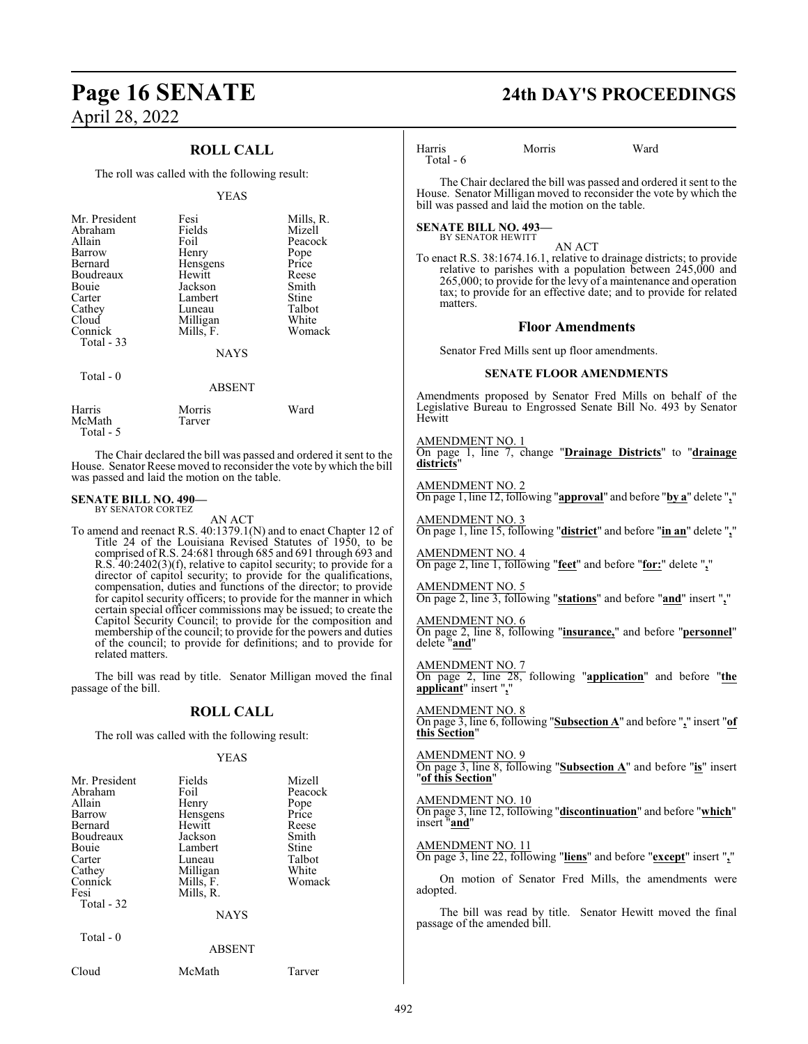## ROLL CALL

The roll was called with the following result:

YEAS

| | | |
|---|---|---|
| Mr. President | Fesi | Mills, R. |
| Abraham | Fields | Mizell |
| Allain | Foil | Peacock |
| Barrow | Henry | Pope |
| Bernard | Hensgens | Price |
| Boudreaux | Hewitt | Reese |
| Bouie | Jackson | Smith |
| Carter | Lambert | Stine |
| Cathey | Luneau | Talbot |
| Cloud | Milligan | White |
| Connick | Mills, F. | Womack |
| Total - 33 | | |

NAYS

Total - 0

ABSENT

| | | |
|---|---|---|
| Harris | Morris | Ward |
| McMath | Tarver | |
| Total - 5 | | |

The Chair declared the bill was passed and ordered it sent to the House. Senator Reese moved to reconsider the vote by which the bill was passed and laid the motion on the table.

**SENATE BILL NO. 490—**
BY SENATOR CORTEZ

AN ACT

To amend and reenact R.S. 40:1379.1(N) and to enact Chapter 12 of Title 24 of the Louisiana Revised Statutes of 1950, to be comprised of R.S. 24:681 through 685 and 691 through 693 and R.S. 40:2402(3)(f), relative to capitol security; to provide for a director of capitol security; to provide for the qualifications, compensation, duties and functions of the director; to provide for capitol security officers; to provide for the manner in which certain special officer commissions may be issued; to create the Capitol Security Council; to provide for the composition and membership of the council; to provide for the powers and duties of the council; to provide for definitions; and to provide for related matters.

The bill was read by title. Senator Milligan moved the final passage of the bill.

## ROLL CALL

The roll was called with the following result:

YEAS

| | | |
|---|---|---|
| Mr. President | Fields | Mizell |
| Abraham | Foil | Peacock |
| Allain | Henry | Pope |
| Barrow | Hensgens | Price |
| Bernard | Hewitt | Reese |
| Boudreaux | Jackson | Smith |
| Bouie | Lambert | Stine |
| Carter | Luneau | Talbot |
| Cathey | Milligan | White |
| Connick | Mills, F. | Womack |
| Fesi | Mills, R. | |
| Total - 32 | | |

NAYS

Total - 0

ABSENT

| | | |
|---|---|---|
| Cloud | McMath | Tarver |
| Harris | Morris | Ward |
| Total - 6 | | |

The Chair declared the bill was passed and ordered it sent to the House. Senator Milligan moved to reconsider the vote by which the bill was passed and laid the motion on the table.

**SENATE BILL NO. 493—**
BY SENATOR HEWITT

AN ACT

To enact R.S. 38:1674.16.1, relative to drainage districts; to provide relative to parishes with a population between 245,000 and 265,000; to provide for the levy of a maintenance and operation tax; to provide for an effective date; and to provide for related matters.

### Floor Amendments

Senator Fred Mills sent up floor amendments.

#### SENATE FLOOR AMENDMENTS

Amendments proposed by Senator Fred Mills on behalf of the Legislative Bureau to Engrossed Senate Bill No. 493 by Senator Hewitt

AMENDMENT NO. 1
On page 1, line 7, change "**Drainage Districts**" to "**drainage districts**"

AMENDMENT NO. 2
On page 1, line 12, following "**approval**" and before "**by a**" delete "**,**"

AMENDMENT NO. 3
On page 1, line 15, following "**district**" and before "**in an**" delete "**,**"

AMENDMENT NO. 4
On page 2, line 1, following "**feet**" and before "**for:**" delete "**,**"

AMENDMENT NO. 5
On page 2, line 3, following "**stations**" and before "**and**" insert "**,**"

AMENDMENT NO. 6
On page 2, line 8, following "**insurance,**" and before "**personnel**" delete "**and**"

AMENDMENT NO. 7
On page 2, line 28, following "**application**" and before "**the applicant**" insert "**,**"

AMENDMENT NO. 8
On page 3, line 6, following "**Subsection A**" and before "**,**" insert "**of this Section**"

AMENDMENT NO. 9
On page 3, line 8, following "**Subsection A**" and before "**is**" insert "**of this Section**"

AMENDMENT NO. 10
On page 3, line 12, following "**discontinuation**" and before "**which**" insert "**and**"

AMENDMENT NO. 11
On page 3, line 22, following "**liens**" and before "**except**" insert "**,**"

On motion of Senator Fred Mills, the amendments were adopted.

The bill was read by title. Senator Hewitt moved the final passage of the amended bill.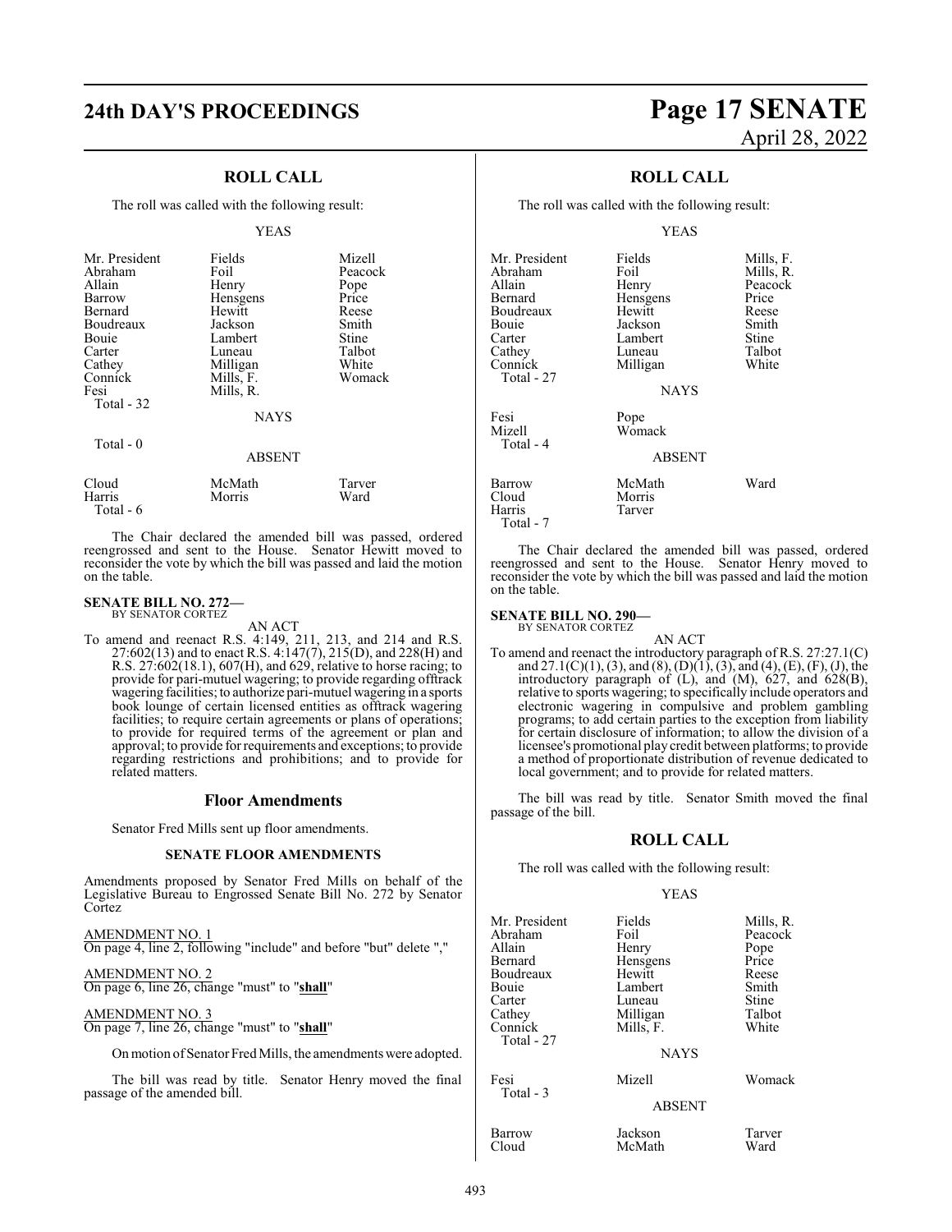## ROLL CALL

The roll was called with the following result:

YEAS

| | | |
|---|---|---|
| Mr. President | Fields | Mizell |
| Abraham | Foil | Peacock |
| Allain | Henry | Pope |
| Barrow | Hensgens | Price |
| Bernard | Hewitt | Reese |
| Boudreaux | Jackson | Smith |
| Bouie | Lambert | Stine |
| Carter | Luneau | Talbot |
| Cathey | Milligan | White |
| Connick | Mills, F. | Womack |
| Fesi | Mills, R. | |
| Total - 32 | | |

NAYS

Total - 0

ABSENT

| | | |
|---|---|---|
| Cloud | McMath | Tarver |
| Harris | Morris | Ward |
| Total - 6 | | |

The Chair declared the amended bill was passed, ordered reengrossed and sent to the House. Senator Hewitt moved to reconsider the vote by which the bill was passed and laid the motion on the table.

**SENATE BILL NO. 272—**
BY SENATOR CORTEZ

AN ACT

To amend and reenact R.S. 4:149, 211, 213, and 214 and R.S. 27:602(13) and to enact R.S. 4:147(7), 215(D), and 228(H) and R.S. 27:602(18.1), 607(H), and 629, relative to horse racing; to provide for pari-mutuel wagering; to provide regarding offtrack wagering facilities; to authorize pari-mutuel wagering in a sports book lounge of certain licensed entities as offtrack wagering facilities; to require certain agreements or plans of operations; to provide for required terms of the agreement or plan and approval; to provide for requirements and exceptions; to provide regarding restrictions and prohibitions; and to provide for related matters.

## Floor Amendments

Senator Fred Mills sent up floor amendments.

### SENATE FLOOR AMENDMENTS

Amendments proposed by Senator Fred Mills on behalf of the Legislative Bureau to Engrossed Senate Bill No. 272 by Senator Cortez

AMENDMENT NO. 1
On page 4, line 2, following "include" and before "but" delete ","

AMENDMENT NO. 2
On page 6, line 26, change "must" to "**shall**"

AMENDMENT NO. 3
On page 7, line 26, change "must" to "**shall**"

On motion of Senator Fred Mills, the amendments were adopted.

The bill was read by title. Senator Henry moved the final passage of the amended bill.

## ROLL CALL

The roll was called with the following result:

YEAS

| | | |
|---|---|---|
| Mr. President | Fields | Mills, F. |
| Abraham | Foil | Mills, R. |
| Allain | Henry | Peacock |
| Bernard | Hensgens | Price |
| Boudreaux | Hewitt | Reese |
| Bouie | Jackson | Smith |
| Carter | Lambert | Stine |
| Cathey | Luneau | Talbot |
| Connick | Milligan | White |
| Total - 27 | | |

NAYS

| | |
|---|---|
| Fesi | Pope |
| Mizell | Womack |
| Total - 4 | |

ABSENT

| | | |
|---|---|---|
| Barrow | McMath | Ward |
| Cloud | Morris | |
| Harris | Tarver | |
| Total - 7 | | |

The Chair declared the amended bill was passed, ordered reengrossed and sent to the House. Senator Henry moved to reconsider the vote by which the bill was passed and laid the motion on the table.

**SENATE BILL NO. 290—**
BY SENATOR CORTEZ

AN ACT

To amend and reenact the introductory paragraph of R.S. 27:27.1(C) and 27.1(C)(1), (3), and (8), (D)(1), (3), and (4), (E), (F), (J), the introductory paragraph of (L), and (M), 627, and 628(B), relative to sports wagering; to specifically include operators and electronic wagering in compulsive and problem gambling programs; to add certain parties to the exception from liability for certain disclosure of information; to allow the division of a licensee's promotional play credit between platforms; to provide a method of proportionate distribution of revenue dedicated to local government; and to provide for related matters.

The bill was read by title. Senator Smith moved the final passage of the bill.

## ROLL CALL

The roll was called with the following result:

YEAS

| | | |
|---|---|---|
| Mr. President | Fields | Mills, R. |
| Abraham | Foil | Peacock |
| Allain | Henry | Pope |
| Bernard | Hensgens | Price |
| Boudreaux | Hewitt | Reese |
| Bouie | Lambert | Smith |
| Carter | Luneau | Stine |
| Cathey | Milligan | Talbot |
| Connick | Mills, F. | White |
| Total - 27 | | |

NAYS

| | | |
|---|---|---|
| Fesi | Mizell | Womack |
| Total - 3 | | |

ABSENT

| | | |
|---|---|---|
| Barrow | Jackson | Tarver |
| Cloud | McMath | Ward |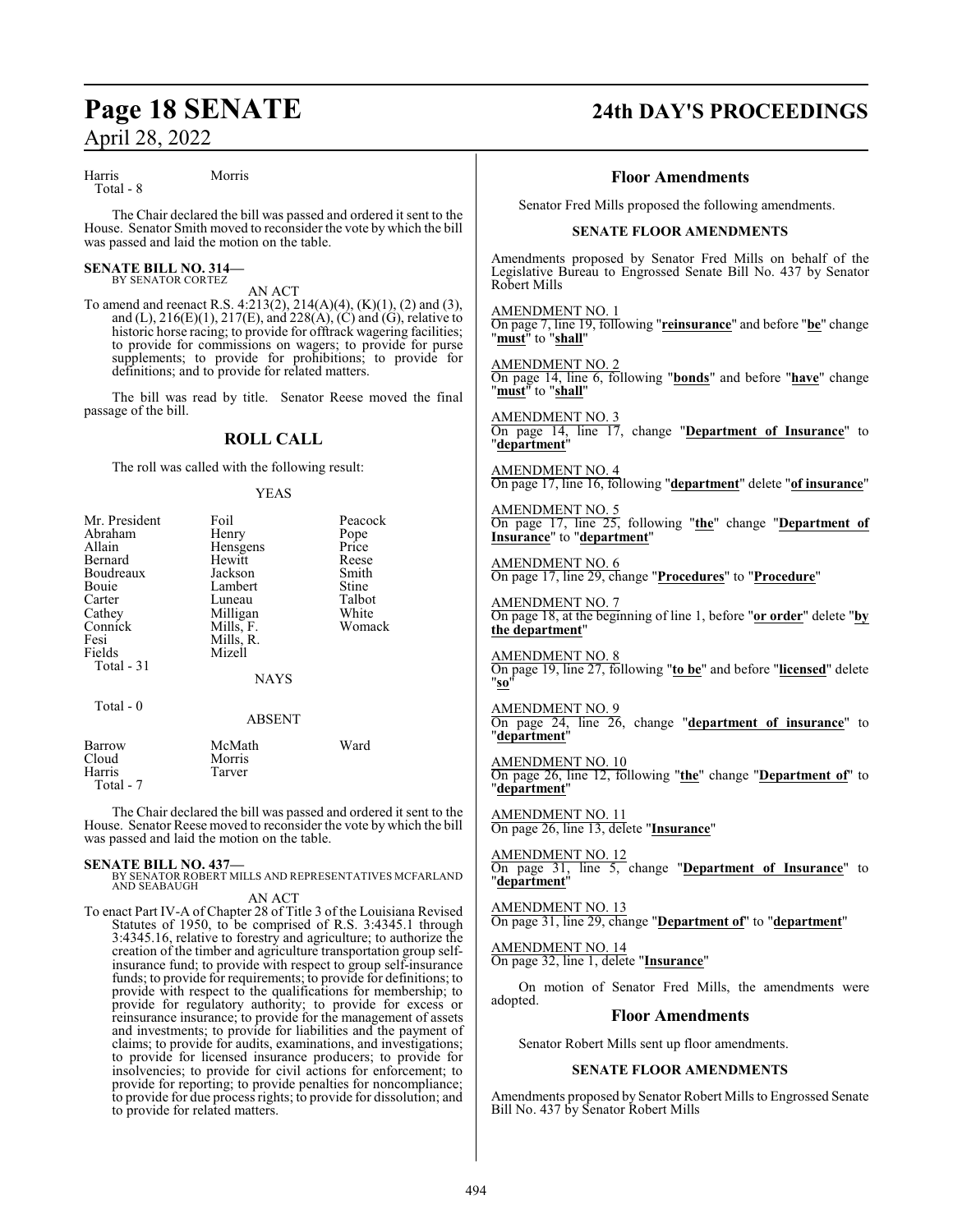Harris Morris
Total - 8

The Chair declared the bill was passed and ordered it sent to the House. Senator Smith moved to reconsider the vote by which the bill was passed and laid the motion on the table.

**SENATE BILL NO. 314—**
BY SENATOR CORTEZ

AN ACT

To amend and reenact R.S. 4:213(2), 214(A)(4), (K)(1), (2) and (3), and (L), 216(E)(1), 217(E), and 228(A), (C) and (G), relative to historic horse racing; to provide for offtrack wagering facilities; to provide for commissions on wagers; to provide for purse supplements; to provide for prohibitions; to provide for definitions; and to provide for related matters.

The bill was read by title. Senator Reese moved the final passage of the bill.

## ROLL CALL

The roll was called with the following result:

YEAS

| | | |
|---|---|---|
| Mr. President | Foil | Peacock |
| Abraham | Henry | Pope |
| Allain | Hensgens | Price |
| Bernard | Hewitt | Reese |
| Boudreaux | Jackson | Smith |
| Bouie | Lambert | Stine |
| Carter | Luneau | Talbot |
| Cathey | Milligan | White |
| Connick | Mills, F. | Womack |
| Fesi | Mills, R. | |
| Fields | Mizell | |
| Total - 31 | | |

NAYS

Total - 0

ABSENT

| | | |
|---|---|---|
| Barrow | McMath | Ward |
| Cloud | Morris | |
| Harris | Tarver | |
| Total - 7 | | |

The Chair declared the bill was passed and ordered it sent to the House. Senator Reese moved to reconsider the vote by which the bill was passed and laid the motion on the table.

**SENATE BILL NO. 437—**
BY SENATOR ROBERT MILLS AND REPRESENTATIVES MCFARLAND AND SEABAUGH

AN ACT

To enact Part IV-A of Chapter 28 of Title 3 of the Louisiana Revised Statutes of 1950, to be comprised of R.S. 3:4345.1 through 3:4345.16, relative to forestry and agriculture; to authorize the creation of the timber and agriculture transportation group self-insurance fund; to provide with respect to group self-insurance funds; to provide for requirements; to provide for definitions; to provide with respect to the qualifications for membership; to provide for regulatory authority; to provide for excess or reinsurance insurance; to provide for the management of assets and investments; to provide for liabilities and the payment of claims; to provide for audits, examinations, and investigations; to provide for licensed insurance producers; to provide for insolvencies; to provide for civil actions for enforcement; to provide for reporting; to provide penalties for noncompliance; to provide for due process rights; to provide for dissolution; and to provide for related matters.

## Floor Amendments

Senator Fred Mills proposed the following amendments.

**SENATE FLOOR AMENDMENTS**

Amendments proposed by Senator Fred Mills on behalf of the Legislative Bureau to Engrossed Senate Bill No. 437 by Senator Robert Mills

AMENDMENT NO. 1
On page 7, line 19, following "**reinsurance**" and before "**be**" change "**must**" to "**shall**"

AMENDMENT NO. 2
On page 14, line 6, following "**bonds**" and before "**have**" change "**must**" to "**shall**"

AMENDMENT NO. 3
On page 14, line 17, change "**Department of Insurance**" to "**department**"

AMENDMENT NO. 4
On page 17, line 16, following "**department**" delete "**of insurance**"

AMENDMENT NO. 5
On page 17, line 25, following "**the**" change "**Department of Insurance**" to "**department**"

AMENDMENT NO. 6
On page 17, line 29, change "**Procedures**" to "**Procedure**"

AMENDMENT NO. 7
On page 18, at the beginning of line 1, before "**or order**" delete "**by the department**"

AMENDMENT NO. 8
On page 19, line 27, following "**to be**" and before "**licensed**" delete "**so**"

AMENDMENT NO. 9
On page 24, line 26, change "**department of insurance**" to "**department**"

AMENDMENT NO. 10
On page 26, line 12, following "**the**" change "**Department of**" to "**department**"

AMENDMENT NO. 11
On page 26, line 13, delete "**Insurance**"

AMENDMENT NO. 12
On page 31, line 5, change "**Department of Insurance**" to "**department**"

AMENDMENT NO. 13
On page 31, line 29, change "**Department of**" to "**department**"

AMENDMENT NO. 14
On page 32, line 1, delete "**Insurance**"

On motion of Senator Fred Mills, the amendments were adopted.

## Floor Amendments

Senator Robert Mills sent up floor amendments.

**SENATE FLOOR AMENDMENTS**

Amendments proposed by Senator Robert Mills to Engrossed Senate Bill No. 437 by Senator Robert Mills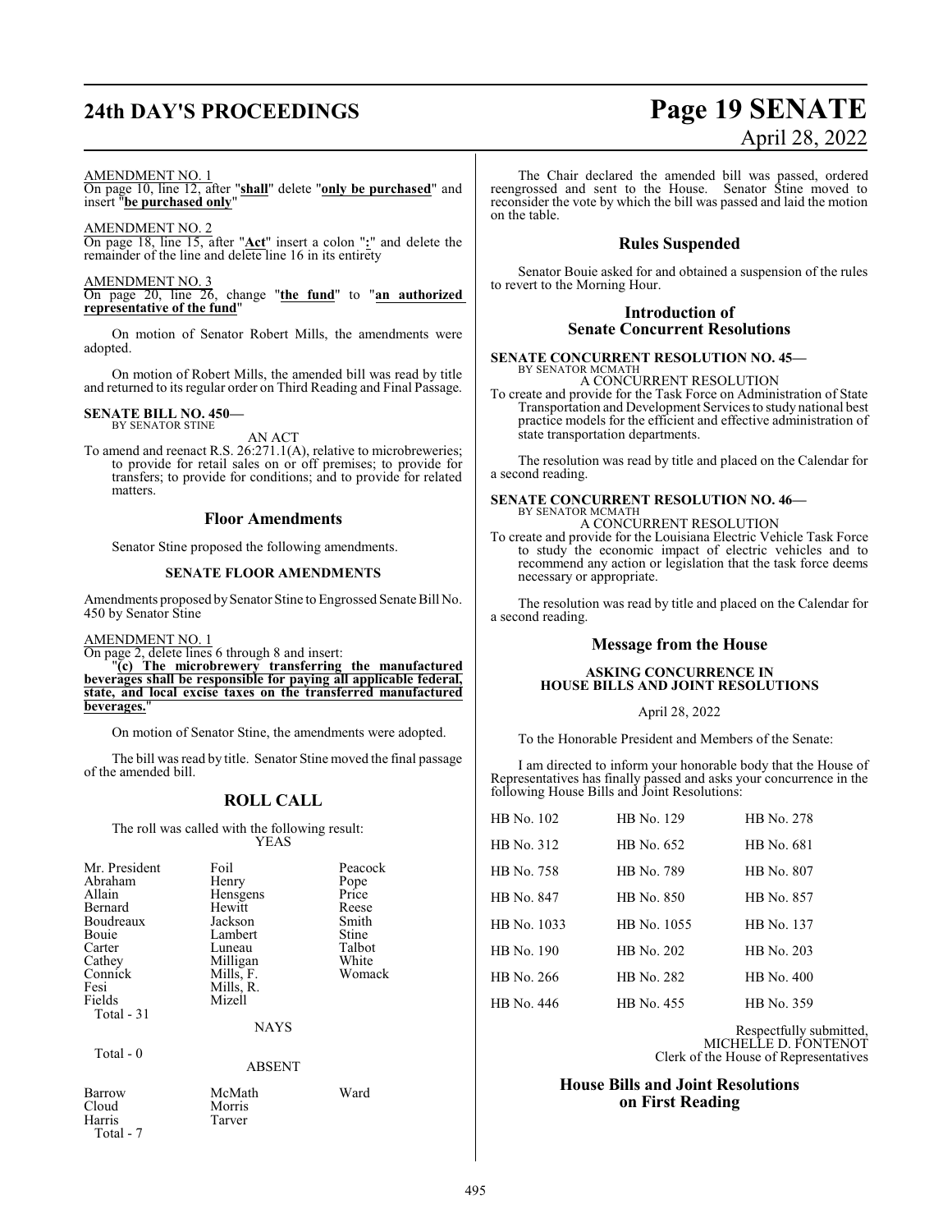AMENDMENT NO. 1

On page 10, line 12, after "**shall**" delete "**only be purchased**" and insert "**be purchased only**"

AMENDMENT NO. 2

On page 18, line 15, after "**Act**" insert a colon "**:**" and delete the remainder of the line and delete line 16 in its entirety

AMENDMENT NO. 3

On page 20, line 26, change "**the fund**" to "**an authorized representative of the fund**"

On motion of Senator Robert Mills, the amendments were adopted.

On motion of Robert Mills, the amended bill was read by title and returned to its regular order on Third Reading and Final Passage.

**SENATE BILL NO. 450—**
BY SENATOR STINE

AN ACT

To amend and reenact R.S. 26:271.1(A), relative to microbreweries; to provide for retail sales on or off premises; to provide for transfers; to provide for conditions; and to provide for related matters.

## Floor Amendments

Senator Stine proposed the following amendments.

### SENATE FLOOR AMENDMENTS

Amendments proposed by Senator Stine to Engrossed Senate Bill No. 450 by Senator Stine

AMENDMENT NO. 1

On page 2, delete lines 6 through 8 and insert:

"**(c) The microbrewery transferring the manufactured beverages shall be responsible for paying all applicable federal, state, and local excise taxes on the transferred manufactured beverages.**"

On motion of Senator Stine, the amendments were adopted.

The bill was read by title. Senator Stine moved the final passage of the amended bill.

## ROLL CALL

The roll was called with the following result:

YEAS

| | | |
|---|---|---|
| Mr. President | Foil | Peacock |
| Abraham | Henry | Pope |
| Allain | Hensgens | Price |
| Bernard | Hewitt | Reese |
| Boudreaux | Jackson | Smith |
| Bouie | Lambert | Stine |
| Carter | Luneau | Talbot |
| Cathey | Milligan | White |
| Connick | Mills, F. | Womack |
| Fesi | Mills, R. | |
| Fields | Mizell | |

Total - 31

NAYS

Total - 0

ABSENT

| | | |
|---|---|---|
| Barrow | McMath | Ward |
| Cloud | Morris | |
| Harris | Tarver | |

Total - 7

The Chair declared the amended bill was passed, ordered reengrossed and sent to the House. Senator Stine moved to reconsider the vote by which the bill was passed and laid the motion on the table.

## Rules Suspended

Senator Bouie asked for and obtained a suspension of the rules to revert to the Morning Hour.

## Introduction of Senate Concurrent Resolutions

**SENATE CONCURRENT RESOLUTION NO. 45—**
BY SENATOR MCMATH

A CONCURRENT RESOLUTION

To create and provide for the Task Force on Administration of State Transportation and Development Services to study national best practice models for the efficient and effective administration of state transportation departments.

The resolution was read by title and placed on the Calendar for a second reading.

**SENATE CONCURRENT RESOLUTION NO. 46—**
BY SENATOR MCMATH

A CONCURRENT RESOLUTION

To create and provide for the Louisiana Electric Vehicle Task Force to study the economic impact of electric vehicles and to recommend any action or legislation that the task force deems necessary or appropriate.

The resolution was read by title and placed on the Calendar for a second reading.

## Message from the House

### ASKING CONCURRENCE IN HOUSE BILLS AND JOINT RESOLUTIONS

April 28, 2022

To the Honorable President and Members of the Senate:

I am directed to inform your honorable body that the House of Representatives has finally passed and asks your concurrence in the following House Bills and Joint Resolutions:

| | | |
|---|---|---|
| HB No. 102 | HB No. 129 | HB No. 278 |
| HB No. 312 | HB No. 652 | HB No. 681 |
| HB No. 758 | HB No. 789 | HB No. 807 |
| HB No. 847 | HB No. 850 | HB No. 857 |
| HB No. 1033 | HB No. 1055 | HB No. 137 |
| HB No. 190 | HB No. 202 | HB No. 203 |
| HB No. 266 | HB No. 282 | HB No. 400 |
| HB No. 446 | HB No. 455 | HB No. 359 |

Respectfully submitted,
MICHELLE D. FONTENOT
Clerk of the House of Representatives

## House Bills and Joint Resolutions on First Reading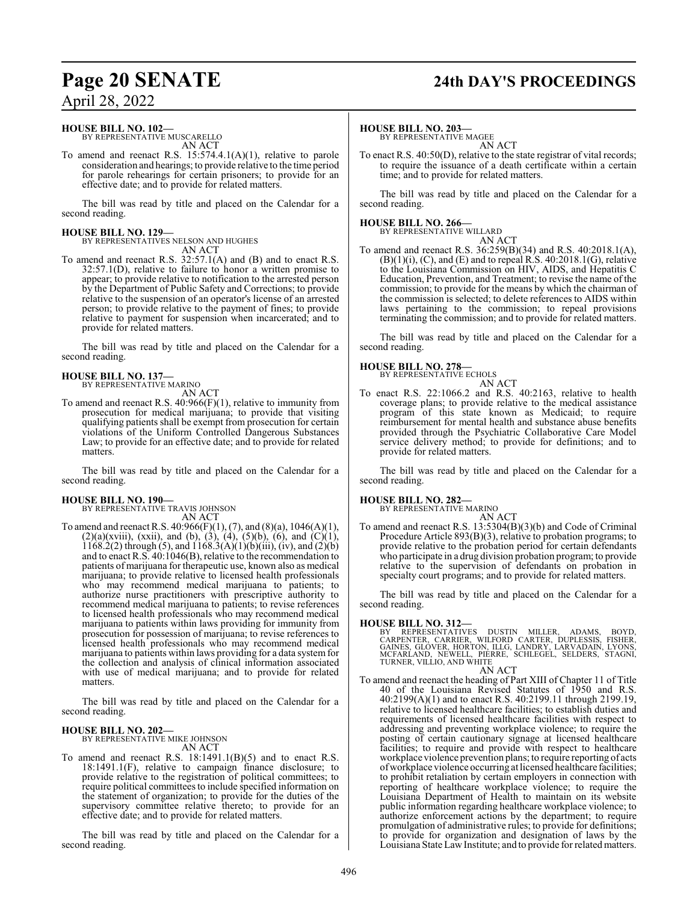**HOUSE BILL NO. 102—**
BY REPRESENTATIVE MUSCARELLO
AN ACT

To amend and reenact R.S. 15:574.4.1(A)(1), relative to parole consideration and hearings; to provide relative to the time period for parole rehearings for certain prisoners; to provide for an effective date; and to provide for related matters.

The bill was read by title and placed on the Calendar for a second reading.

**HOUSE BILL NO. 129—**
BY REPRESENTATIVES NELSON AND HUGHES
AN ACT

To amend and reenact R.S. 32:57.1(A) and (B) and to enact R.S. 32:57.1(D), relative to failure to honor a written promise to appear; to provide relative to notification to the arrested person by the Department of Public Safety and Corrections; to provide relative to the suspension of an operator's license of an arrested person; to provide relative to the payment of fines; to provide relative to payment for suspension when incarcerated; and to provide for related matters.

The bill was read by title and placed on the Calendar for a second reading.

**HOUSE BILL NO. 137—**
BY REPRESENTATIVE MARINO
AN ACT

To amend and reenact R.S. 40:966(F)(1), relative to immunity from prosecution for medical marijuana; to provide that visiting qualifying patients shall be exempt from prosecution for certain violations of the Uniform Controlled Dangerous Substances Law; to provide for an effective date; and to provide for related matters.

The bill was read by title and placed on the Calendar for a second reading.

**HOUSE BILL NO. 190—**
BY REPRESENTATIVE TRAVIS JOHNSON
AN ACT

To amend and reenact R.S. 40:966(F)(1), (7), and (8)(a), 1046(A)(1), (2)(a)(xviii), (xxii), and (b), (3), (4), (5)(b), (6), and (C)(1), 1168.2(2) through (5), and 1168.3(A)(1)(b)(iii), (iv), and (2)(b) and to enact R.S. 40:1046(B), relative to the recommendation to patients of marijuana for therapeutic use, known also as medical marijuana; to provide relative to licensed health professionals who may recommend medical marijuana to patients; to authorize nurse practitioners with prescriptive authority to recommend medical marijuana to patients; to revise references to licensed health professionals who may recommend medical marijuana to patients within laws providing for immunity from prosecution for possession of marijuana; to revise references to licensed health professionals who may recommend medical marijuana to patients within laws providing for a data system for the collection and analysis of clinical information associated with use of medical marijuana; and to provide for related matters.

The bill was read by title and placed on the Calendar for a second reading.

**HOUSE BILL NO. 202—**
BY REPRESENTATIVE MIKE JOHNSON
AN ACT

To amend and reenact R.S. 18:1491.1(B)(5) and to enact R.S. 18:1491.1(F), relative to campaign finance disclosure; to provide relative to the registration of political committees; to require political committees to include specified information on the statement of organization; to provide for the duties of the supervisory committee relative thereto; to provide for an effective date; and to provide for related matters.

The bill was read by title and placed on the Calendar for a second reading.

**HOUSE BILL NO. 203—**
BY REPRESENTATIVE MAGEE
AN ACT

To enact R.S. 40:50(D), relative to the state registrar of vital records; to require the issuance of a death certificate within a certain time; and to provide for related matters.

The bill was read by title and placed on the Calendar for a second reading.

**HOUSE BILL NO. 266—**
BY REPRESENTATIVE WILLARD
AN ACT

To amend and reenact R.S. 36:259(B)(34) and R.S. 40:2018.1(A), (B)(1)(i), (C), and (E) and to repeal R.S. 40:2018.1(G), relative to the Louisiana Commission on HIV, AIDS, and Hepatitis C Education, Prevention, and Treatment; to revise the name of the commission; to provide for the means by which the chairman of the commission is selected; to delete references to AIDS within laws pertaining to the commission; to repeal provisions terminating the commission; and to provide for related matters.

The bill was read by title and placed on the Calendar for a second reading.

**HOUSE BILL NO. 278—**
BY REPRESENTATIVE ECHOLS
AN ACT

To enact R.S. 22:1066.2 and R.S. 40:2163, relative to health coverage plans; to provide relative to the medical assistance program of this state known as Medicaid; to require reimbursement for mental health and substance abuse benefits provided through the Psychiatric Collaborative Care Model service delivery method; to provide for definitions; and to provide for related matters.

The bill was read by title and placed on the Calendar for a second reading.

**HOUSE BILL NO. 282—**
BY REPRESENTATIVE MARINO
AN ACT

To amend and reenact R.S. 13:5304(B)(3)(b) and Code of Criminal Procedure Article 893(B)(3), relative to probation programs; to provide relative to the probation period for certain defendants who participate in a drug division probation program; to provide relative to the supervision of defendants on probation in specialty court programs; and to provide for related matters.

The bill was read by title and placed on the Calendar for a second reading.

**HOUSE BILL NO. 312—**
BY REPRESENTATIVES DUSTIN MILLER, ADAMS, BOYD, CARPENTER, CARRIER, WILFORD CARTER, DUPLESSIS, FISHER, GAINES, GLOVER, HORTON, ILLG, LANDRY, LARVADAIN, LYONS, MCFARLAND, NEWELL, PIERRE, SCHLEGEL, SELDERS, STAGNI, TURNER, VILLIO, AND WHITE
AN ACT

To amend and reenact the heading of Part XIII of Chapter 11 of Title 40 of the Louisiana Revised Statutes of 1950 and R.S. 40:2199(A)(1) and to enact R.S. 40:2199.11 through 2199.19, relative to licensed healthcare facilities; to establish duties and requirements of licensed healthcare facilities with respect to addressing and preventing workplace violence; to require the posting of certain cautionary signage at licensed healthcare facilities; to require and provide with respect to healthcare workplace violence prevention plans; to require reporting of acts of workplace violence occurring at licensed healthcare facilities; to prohibit retaliation by certain employers in connection with reporting of healthcare workplace violence; to require the Louisiana Department of Health to maintain on its website public information regarding healthcare workplace violence; to authorize enforcement actions by the department; to require promulgation of administrative rules; to provide for definitions; to provide for organization and designation of laws by the Louisiana State Law Institute; and to provide for related matters.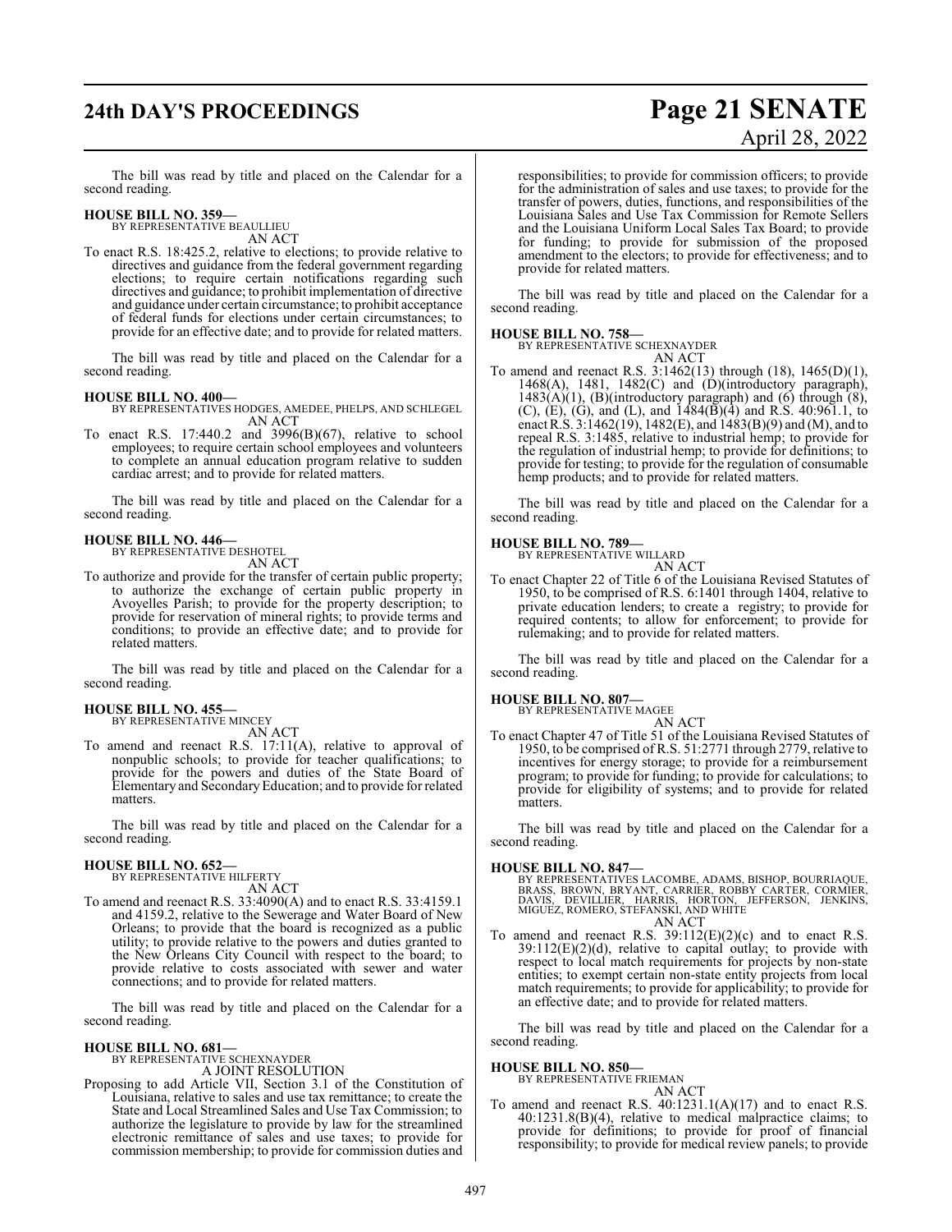The bill was read by title and placed on the Calendar for a second reading.

**HOUSE BILL NO. 359—**
BY REPRESENTATIVE BEAULLIEU
AN ACT

To enact R.S. 18:425.2, relative to elections; to provide relative to directives and guidance from the federal government regarding elections; to require certain notifications regarding such directives and guidance; to prohibit implementation of directive and guidance under certain circumstance; to prohibit acceptance of federal funds for elections under certain circumstances; to provide for an effective date; and to provide for related matters.

The bill was read by title and placed on the Calendar for a second reading.

**HOUSE BILL NO. 400—**
BY REPRESENTATIVES HODGES, AMEDEE, PHELPS, AND SCHLEGEL
AN ACT

To enact R.S. 17:440.2 and 3996(B)(67), relative to school employees; to require certain school employees and volunteers to complete an annual education program relative to sudden cardiac arrest; and to provide for related matters.

The bill was read by title and placed on the Calendar for a second reading.

**HOUSE BILL NO. 446—**
BY REPRESENTATIVE DESHOTEL
AN ACT

To authorize and provide for the transfer of certain public property; to authorize the exchange of certain public property in Avoyelles Parish; to provide for the property description; to provide for reservation of mineral rights; to provide terms and conditions; to provide an effective date; and to provide for related matters.

The bill was read by title and placed on the Calendar for a second reading.

**HOUSE BILL NO. 455—**
BY REPRESENTATIVE MINCEY
AN ACT

To amend and reenact R.S. 17:11(A), relative to approval of nonpublic schools; to provide for teacher qualifications; to provide for the powers and duties of the State Board of Elementary and Secondary Education; and to provide for related matters.

The bill was read by title and placed on the Calendar for a second reading.

**HOUSE BILL NO. 652—**
BY REPRESENTATIVE HILFERTY
AN ACT

To amend and reenact R.S. 33:4090(A) and to enact R.S. 33:4159.1 and 4159.2, relative to the Sewerage and Water Board of New Orleans; to provide that the board is recognized as a public utility; to provide relative to the powers and duties granted to the New Orleans City Council with respect to the board; to provide relative to costs associated with sewer and water connections; and to provide for related matters.

The bill was read by title and placed on the Calendar for a second reading.

**HOUSE BILL NO. 681—**
BY REPRESENTATIVE SCHEXNAYDER
A JOINT RESOLUTION

Proposing to add Article VII, Section 3.1 of the Constitution of Louisiana, relative to sales and use tax remittance; to create the State and Local Streamlined Sales and Use Tax Commission; to authorize the legislature to provide by law for the streamlined electronic remittance of sales and use taxes; to provide for commission membership; to provide for commission duties and responsibilities; to provide for commission officers; to provide for the administration of sales and use taxes; to provide for the transfer of powers, duties, functions, and responsibilities of the Louisiana Sales and Use Tax Commission for Remote Sellers and the Louisiana Uniform Local Sales Tax Board; to provide for funding; to provide for submission of the proposed amendment to the electors; to provide for effectiveness; and to provide for related matters.

The bill was read by title and placed on the Calendar for a second reading.

**HOUSE BILL NO. 758—**
BY REPRESENTATIVE SCHEXNAYDER
AN ACT

To amend and reenact R.S. 3:1462(13) through (18), 1465(D)(1), 1468(A), 1481, 1482(C) and (D)(introductory paragraph), 1483(A)(1), (B)(introductory paragraph) and (6) through (8), (C), (E), (G), and (L), and 1484(B)(4) and R.S. 40:961.1, to enact R.S. 3:1462(19), 1482(E), and 1483(B)(9) and (M), and to repeal R.S. 3:1485, relative to industrial hemp; to provide for the regulation of industrial hemp; to provide for definitions; to provide for testing; to provide for the regulation of consumable hemp products; and to provide for related matters.

The bill was read by title and placed on the Calendar for a second reading.

**HOUSE BILL NO. 789—**
BY REPRESENTATIVE WILLARD
AN ACT

To enact Chapter 22 of Title 6 of the Louisiana Revised Statutes of 1950, to be comprised of R.S. 6:1401 through 1404, relative to private education lenders; to create a registry; to provide for required contents; to allow for enforcement; to provide for rulemaking; and to provide for related matters.

The bill was read by title and placed on the Calendar for a second reading.

**HOUSE BILL NO. 807—**
BY REPRESENTATIVE MAGEE
AN ACT

To enact Chapter 47 of Title 51 of the Louisiana Revised Statutes of 1950, to be comprised of R.S. 51:2771 through 2779, relative to incentives for energy storage; to provide for a reimbursement program; to provide for funding; to provide for calculations; to provide for eligibility of systems; and to provide for related matters.

The bill was read by title and placed on the Calendar for a second reading.

**HOUSE BILL NO. 847—**
BY REPRESENTATIVES LACOMBE, ADAMS, BISHOP, BOURRIAQUE, BRASS, BROWN, BRYANT, CARRIER, ROBBY CARTER, CORMIER, DAVIS, DEVILLIER, HARRIS, HORTON, JEFFERSON, JENKINS, MIGUEZ, ROMERO, STEFANSKI, AND WHITE
AN ACT

To amend and reenact R.S. 39:112(E)(2)(c) and to enact R.S. 39:112(E)(2)(d), relative to capital outlay; to provide with respect to local match requirements for projects by non-state entities; to exempt certain non-state entity projects from local match requirements; to provide for applicability; to provide for an effective date; and to provide for related matters.

The bill was read by title and placed on the Calendar for a second reading.

**HOUSE BILL NO. 850—**
BY REPRESENTATIVE FRIEMAN
AN ACT

To amend and reenact R.S. 40:1231.1(A)(17) and to enact R.S. 40:1231.8(B)(4), relative to medical malpractice claims; to provide for definitions; to provide for proof of financial responsibility; to provide for medical review panels; to provide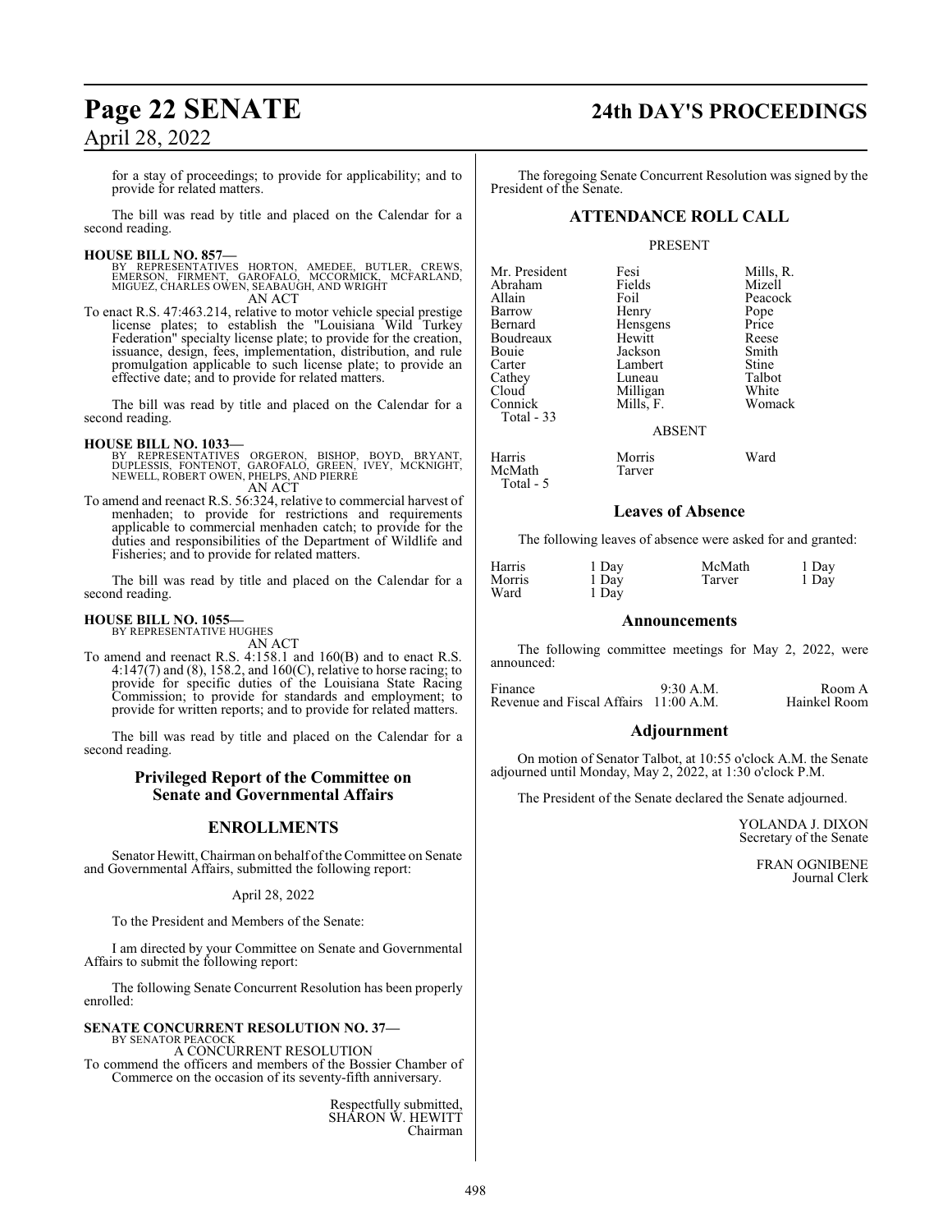for a stay of proceedings; to provide for applicability; and to provide for related matters.

The bill was read by title and placed on the Calendar for a second reading.

**HOUSE BILL NO. 857—**
BY REPRESENTATIVES HORTON, AMEDEE, BUTLER, CREWS, EMERSON, FIRMENT, GAROFALO, MCCORMICK, MCFARLAND, MIGUEZ, CHARLES OWEN, SEABAUGH, AND WRIGHT
AN ACT
To enact R.S. 47:463.214, relative to motor vehicle special prestige license plates; to establish the "Louisiana Wild Turkey Federation" specialty license plate; to provide for the creation, issuance, design, fees, implementation, distribution, and rule promulgation applicable to such license plate; to provide an effective date; and to provide for related matters.

The bill was read by title and placed on the Calendar for a second reading.

**HOUSE BILL NO. 1033—**
BY REPRESENTATIVES ORGERON, BISHOP, BOYD, BRYANT, DUPLESSIS, FONTENOT, GAROFALO, GREEN, IVEY, MCKNIGHT, NEWELL, ROBERT OWEN, PHELPS, AND PIERRE
AN ACT
To amend and reenact R.S. 56:324, relative to commercial harvest of menhaden; to provide for restrictions and requirements applicable to commercial menhaden catch; to provide for the duties and responsibilities of the Department of Wildlife and Fisheries; and to provide for related matters.

The bill was read by title and placed on the Calendar for a second reading.

**HOUSE BILL NO. 1055—**
BY REPRESENTATIVE HUGHES
AN ACT
To amend and reenact R.S. 4:158.1 and 160(B) and to enact R.S. 4:147(7) and (8), 158.2, and 160(C), relative to horse racing; to provide for specific duties of the Louisiana State Racing Commission; to provide for standards and employment; to provide for written reports; and to provide for related matters.

The bill was read by title and placed on the Calendar for a second reading.

## Privileged Report of the Committee on Senate and Governmental Affairs

## ENROLLMENTS

Senator Hewitt, Chairman on behalf of the Committee on Senate and Governmental Affairs, submitted the following report:

April 28, 2022

To the President and Members of the Senate:

I am directed by your Committee on Senate and Governmental Affairs to submit the following report:

The following Senate Concurrent Resolution has been properly enrolled:

**SENATE CONCURRENT RESOLUTION NO. 37—**
BY SENATOR PEACOCK
A CONCURRENT RESOLUTION
To commend the officers and members of the Bossier Chamber of Commerce on the occasion of its seventy-fifth anniversary.

Respectfully submitted,
SHARON W. HEWITT
Chairman

The foregoing Senate Concurrent Resolution was signed by the President of the Senate.

## ATTENDANCE ROLL CALL

PRESENT

| | | |
|---|---|---|
| Mr. President | Fesi | Mills, R. |
| Abraham | Fields | Mizell |
| Allain | Foil | Peacock |
| Barrow | Henry | Pope |
| Bernard | Hensgens | Price |
| Boudreaux | Hewitt | Reese |
| Bouie | Jackson | Smith |
| Carter | Lambert | Stine |
| Cathey | Luneau | Talbot |
| Cloud | Milligan | White |
| Connick | Mills, F. | Womack |
| Total - 33 | | |

ABSENT

| | | |
|---|---|---|
| Harris | Morris | Ward |
| McMath | Tarver | |
| Total - 5 | | |

## Leaves of Absence

The following leaves of absence were asked for and granted:

| | | | |
|---|---|---|---|
| Harris | 1 Day | McMath | 1 Day |
| Morris | 1 Day | Tarver | 1 Day |
| Ward | 1 Day | | |

## Announcements

The following committee meetings for May 2, 2022, were announced:

| | | |
|---|---|---|
| Finance | 9:30 A.M. | Room A |
| Revenue and Fiscal Affairs | 11:00 A.M. | Hainkel Room |

## Adjournment

On motion of Senator Talbot, at 10:55 o'clock A.M. the Senate adjourned until Monday, May 2, 2022, at 1:30 o'clock P.M.

The President of the Senate declared the Senate adjourned.

YOLANDA J. DIXON
Secretary of the Senate

FRAN OGNIBENE
Journal Clerk